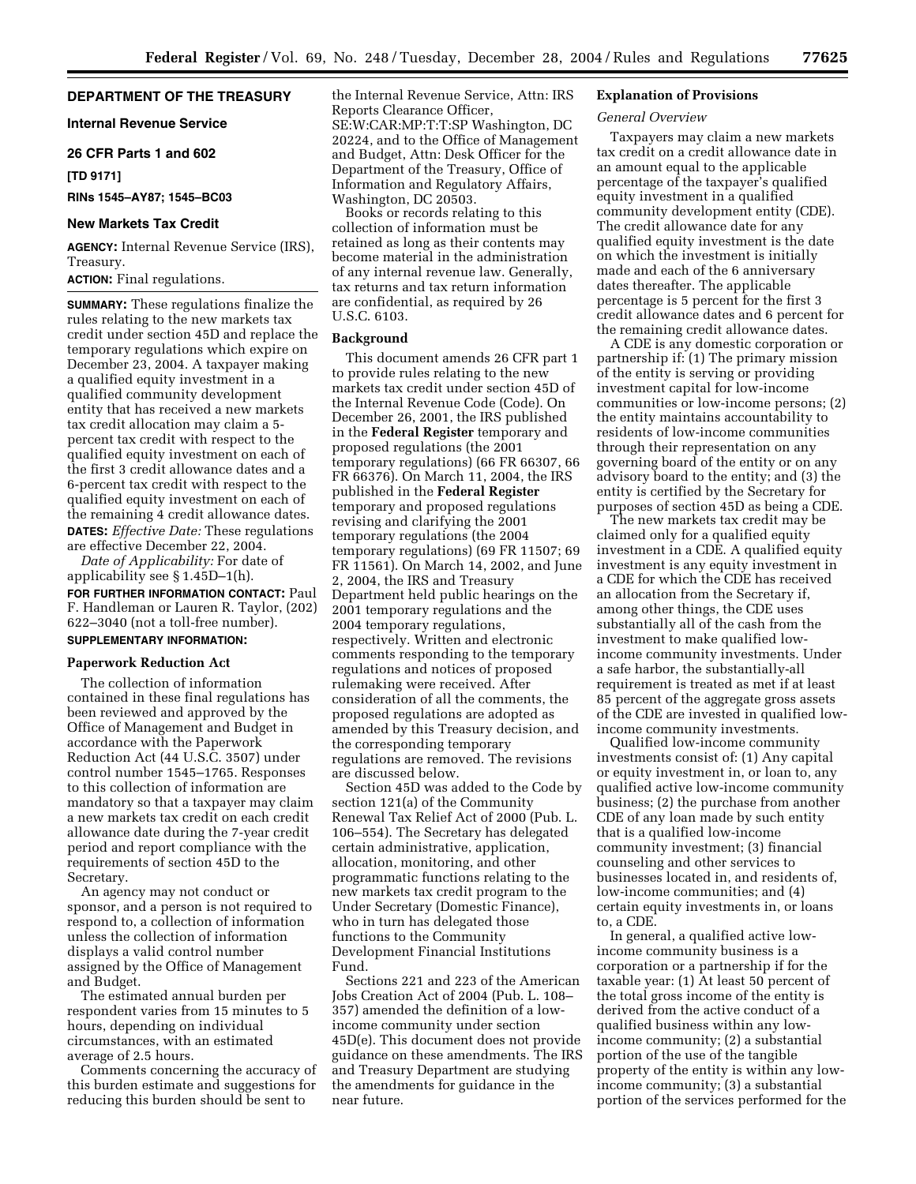# DEPARTMENT OF THE TREASURY

## Internal Revenue Service

## 26 CFR Parts 1 and 602

**[TD 9171]**

**RINs 1545–AY87; 1545–BC03**

## New Markets Tax Credit

**AGENCY:** Internal Revenue Service (IRS), Treasury.

**ACTION:** Final regulations.

**SUMMARY:** These regulations finalize the rules relating to the new markets tax credit under section 45D and replace the temporary regulations which expire on December 23, 2004. A taxpayer making a qualified equity investment in a qualified community development entity that has received a new markets tax credit allocation may claim a 5-percent tax credit with respect to the qualified equity investment on each of the first 3 credit allowance dates and a 6-percent tax credit with respect to the qualified equity investment on each of the remaining 4 credit allowance dates.

**DATES:** *Effective Date:* These regulations are effective December 22, 2004.

*Date of Applicability:* For date of applicability see § 1.45D–1(h).

**FOR FURTHER INFORMATION CONTACT:** Paul F. Handleman or Lauren R. Taylor, (202) 622–3040 (not a toll-free number).

**SUPPLEMENTARY INFORMATION:**

### Paperwork Reduction Act

The collection of information contained in these final regulations has been reviewed and approved by the Office of Management and Budget in accordance with the Paperwork Reduction Act (44 U.S.C. 3507) under control number 1545–1765. Responses to this collection of information are mandatory so that a taxpayer may claim a new markets tax credit on each credit allowance date during the 7-year credit period and report compliance with the requirements of section 45D to the Secretary.

An agency may not conduct or sponsor, and a person is not required to respond to, a collection of information unless the collection of information displays a valid control number assigned by the Office of Management and Budget.

The estimated annual burden per respondent varies from 15 minutes to 5 hours, depending on individual circumstances, with an estimated average of 2.5 hours.

Comments concerning the accuracy of this burden estimate and suggestions for reducing this burden should be sent to the Internal Revenue Service, Attn: IRS Reports Clearance Officer, SE:W:CAR:MP:T:T:SP Washington, DC 20224, and to the Office of Management and Budget, Attn: Desk Officer for the Department of the Treasury, Office of Information and Regulatory Affairs, Washington, DC 20503.

Books or records relating to this collection of information must be retained as long as their contents may become material in the administration of any internal revenue law. Generally, tax returns and tax return information are confidential, as required by 26 U.S.C. 6103.

### Background

This document amends 26 CFR part 1 to provide rules relating to the new markets tax credit under section 45D of the Internal Revenue Code (Code). On December 26, 2001, the IRS published in the **Federal Register** temporary and proposed regulations (the 2001 temporary regulations) (66 FR 66307, 66 FR 66376). On March 11, 2004, the IRS published in the **Federal Register** temporary and proposed regulations revising and clarifying the 2001 temporary regulations (the 2004 temporary regulations) (69 FR 11507; 69 FR 11561). On March 14, 2002, and June 2, 2004, the IRS and Treasury Department held public hearings on the 2001 temporary regulations and the 2004 temporary regulations, respectively. Written and electronic comments responding to the temporary regulations and notices of proposed rulemaking were received. After consideration of all the comments, the proposed regulations are adopted as amended by this Treasury decision, and the corresponding temporary regulations are removed. The revisions are discussed below.

Section 45D was added to the Code by section 121(a) of the Community Renewal Tax Relief Act of 2000 (Pub. L. 106–554). The Secretary has delegated certain administrative, application, allocation, monitoring, and other programmatic functions relating to the new markets tax credit program to the Under Secretary (Domestic Finance), who in turn has delegated those functions to the Community Development Financial Institutions Fund.

Sections 221 and 223 of the American Jobs Creation Act of 2004 (Pub. L. 108–357) amended the definition of a low-income community under section 45D(e). This document does not provide guidance on these amendments. The IRS and Treasury Department are studying the amendments for guidance in the near future.

### Explanation of Provisions

*General Overview*

Taxpayers may claim a new markets tax credit on a credit allowance date in an amount equal to the applicable percentage of the taxpayer's qualified equity investment in a qualified community development entity (CDE). The credit allowance date for any qualified equity investment is the date on which the investment is initially made and each of the 6 anniversary dates thereafter. The applicable percentage is 5 percent for the first 3 credit allowance dates and 6 percent for the remaining credit allowance dates.

A CDE is any domestic corporation or partnership if: (1) The primary mission of the entity is serving or providing investment capital for low-income communities or low-income persons; (2) the entity maintains accountability to residents of low-income communities through their representation on any governing board of the entity or on any advisory board to the entity; and (3) the entity is certified by the Secretary for purposes of section 45D as being a CDE.

The new markets tax credit may be claimed only for a qualified equity investment in a CDE. A qualified equity investment is any equity investment in a CDE for which the CDE has received an allocation from the Secretary if, among other things, the CDE uses substantially all of the cash from the investment to make qualified low-income community investments. Under a safe harbor, the substantially-all requirement is treated as met if at least 85 percent of the aggregate gross assets of the CDE are invested in qualified low-income community investments.

Qualified low-income community investments consist of: (1) Any capital or equity investment in, or loan to, any qualified active low-income community business; (2) the purchase from another CDE of any loan made by such entity that is a qualified low-income community investment; (3) financial counseling and other services to businesses located in, and residents of, low-income communities; and (4) certain equity investments in, or loans to, a CDE.

In general, a qualified active low-income community business is a corporation or a partnership if for the taxable year: (1) At least 50 percent of the total gross income of the entity is derived from the active conduct of a qualified business within any low-income community; (2) a substantial portion of the use of the tangible property of the entity is within any low-income community; (3) a substantial portion of the services performed for the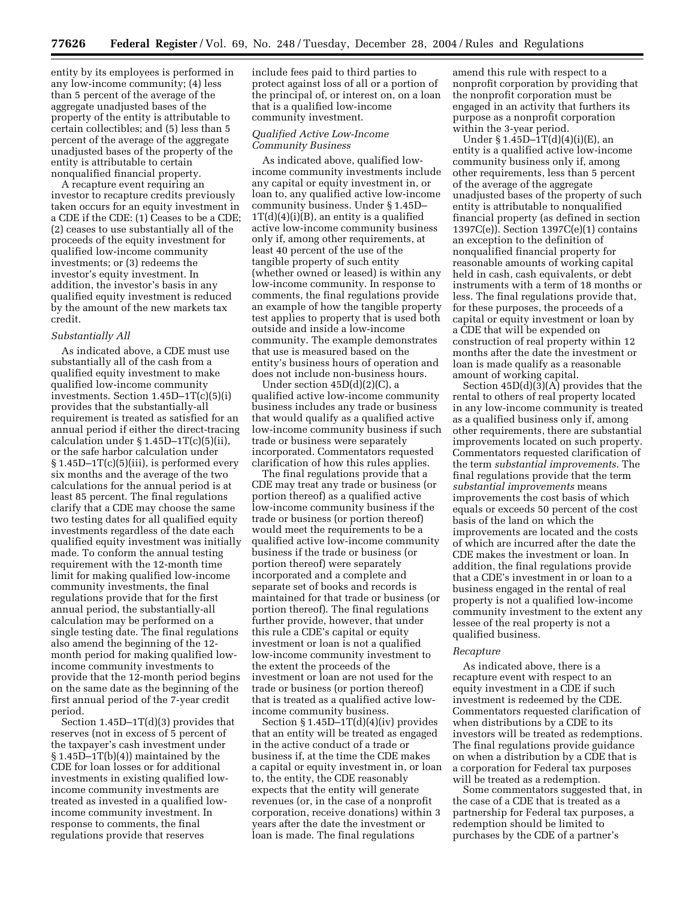entity by its employees is performed in any low-income community; (4) less than 5 percent of the average of the aggregate unadjusted bases of the property of the entity is attributable to certain collectibles; and (5) less than 5 percent of the average of the aggregate unadjusted bases of the property of the entity is attributable to certain nonqualified financial property.

A recapture event requiring an investor to recapture credits previously taken occurs for an equity investment in a CDE if the CDE: (1) Ceases to be a CDE; (2) ceases to use substantially all of the proceeds of the equity investment for qualified low-income community investments; or (3) redeems the investor's equity investment. In addition, the investor's basis in any qualified equity investment is reduced by the amount of the new markets tax credit.

### *Substantially All*

As indicated above, a CDE must use substantially all of the cash from a qualified equity investment to make qualified low-income community investments. Section 1.45D–1T(c)(5)(i) provides that the substantially-all requirement is treated as satisfied for an annual period if either the direct-tracing calculation under § 1.45D–1T(c)(5)(ii), or the safe harbor calculation under § 1.45D–1T(c)(5)(iii), is performed every six months and the average of the two calculations for the annual period is at least 85 percent. The final regulations clarify that a CDE may choose the same two testing dates for all qualified equity investments regardless of the date each qualified equity investment was initially made. To conform the annual testing requirement with the 12-month time limit for making qualified low-income community investments, the final regulations provide that for the first annual period, the substantially-all calculation may be performed on a single testing date. The final regulations also amend the beginning of the 12-month period for making qualified low-income community investments to provide that the 12-month period begins on the same date as the beginning of the first annual period of the 7-year credit period.

Section 1.45D–1T(d)(3) provides that reserves (not in excess of 5 percent of the taxpayer's cash investment under § 1.45D–1T(b)(4)) maintained by the CDE for loan losses or for additional investments in existing qualified low-income community investments are treated as invested in a qualified low-income community investment. In response to comments, the final regulations provide that reserves include fees paid to third parties to protect against loss of all or a portion of the principal of, or interest on, on a loan that is a qualified low-income community investment.

### *Qualified Active Low-Income Community Business*

As indicated above, qualified low-income community investments include any capital or equity investment in, or loan to, any qualified active low-income community business. Under § 1.45D–1T(d)(4)(i)(B), an entity is a qualified active low-income community business only if, among other requirements, at least 40 percent of the use of the tangible property of such entity (whether owned or leased) is within any low-income community. In response to comments, the final regulations provide an example of how the tangible property test applies to property that is used both outside and inside a low-income community. The example demonstrates that use is measured based on the entity's business hours of operation and does not include non-business hours.

Under section 45D(d)(2)(C), a qualified active low-income community business includes any trade or business that would qualify as a qualified active low-income community business if such trade or business were separately incorporated. Commentators requested clarification of how this rules applies.

The final regulations provide that a CDE may treat any trade or business (or portion thereof) as a qualified active low-income community business if the trade or business (or portion thereof) would meet the requirements to be a qualified active low-income community business if the trade or business (or portion thereof) were separately incorporated and a complete and separate set of books and records is maintained for that trade or business (or portion thereof). The final regulations further provide, however, that under this rule a CDE's capital or equity investment or loan is not a qualified low-income community investment to the extent the proceeds of the investment or loan are not used for the trade or business (or portion thereof) that is treated as a qualified active low-income community business.

Section § 1.45D–1T(d)(4)(iv) provides that an entity will be treated as engaged in the active conduct of a trade or business if, at the time the CDE makes a capital or equity investment in, or loan to, the entity, the CDE reasonably expects that the entity will generate revenues (or, in the case of a nonprofit corporation, receive donations) within 3 years after the date the investment or loan is made. The final regulations amend this rule with respect to a nonprofit corporation by providing that the nonprofit corporation must be engaged in an activity that furthers its purpose as a nonprofit corporation within the 3-year period.

Under § 1.45D–1T(d)(4)(i)(E), an entity is a qualified active low-income community business only if, among other requirements, less than 5 percent of the average of the aggregate unadjusted bases of the property of such entity is attributable to nonqualified financial property (as defined in section 1397C(e)). Section 1397C(e)(1) contains an exception to the definition of nonqualified financial property for reasonable amounts of working capital held in cash, cash equivalents, or debt instruments with a term of 18 months or less. The final regulations provide that, for these purposes, the proceeds of a capital or equity investment or loan by a CDE that will be expended on construction of real property within 12 months after the date the investment or loan is made qualify as a reasonable amount of working capital.

Section 45D(d)(3)(A) provides that the rental to others of real property located in any low-income community is treated as a qualified business only if, among other requirements, there are substantial improvements located on such property. Commentators requested clarification of the term *substantial improvements*. The final regulations provide that the term *substantial improvements* means improvements the cost basis of which equals or exceeds 50 percent of the cost basis of the land on which the improvements are located and the costs of which are incurred after the date the CDE makes the investment or loan. In addition, the final regulations provide that a CDE's investment in or loan to a business engaged in the rental of real property is not a qualified low-income community investment to the extent any lessee of the real property is not a qualified business.

### *Recapture*

As indicated above, there is a recapture event with respect to an equity investment in a CDE if such investment is redeemed by the CDE. Commentators requested clarification of when distributions by a CDE to its investors will be treated as redemptions. The final regulations provide guidance on when a distribution by a CDE that is a corporation for Federal tax purposes will be treated as a redemption.

Some commentators suggested that, in the case of a CDE that is treated as a partnership for Federal tax purposes, a redemption should be limited to purchases by the CDE of a partner's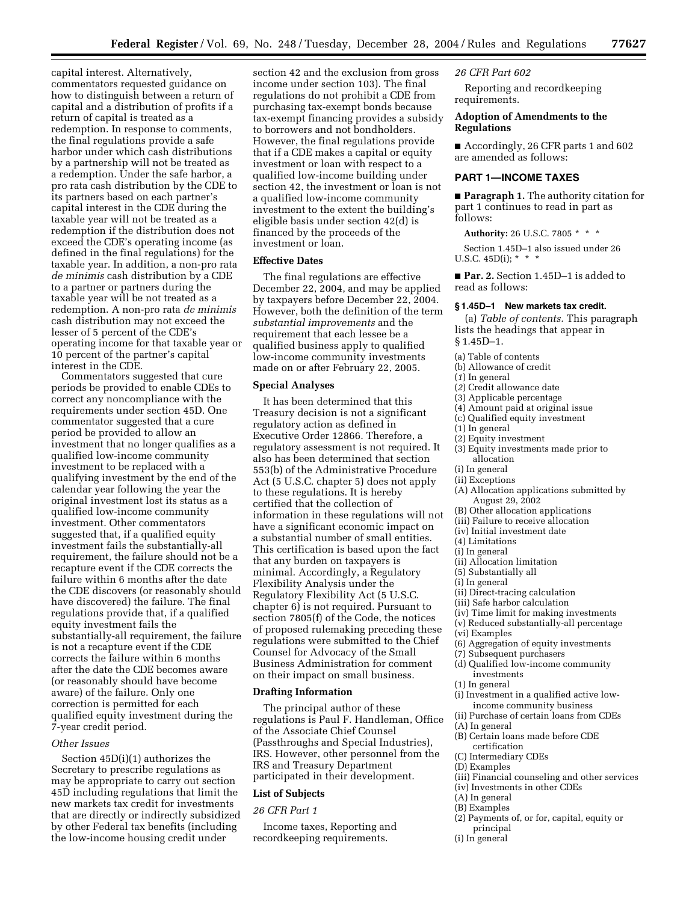capital interest. Alternatively, commentators requested guidance on how to distinguish between a return of capital and a distribution of profits if a return of capital is treated as a redemption. In response to comments, the final regulations provide a safe harbor under which cash distributions by a partnership will not be treated as a redemption. Under the safe harbor, a pro rata cash distribution by the CDE to its partners based on each partner's capital interest in the CDE during the taxable year will not be treated as a redemption if the distribution does not exceed the CDE's operating income (as defined in the final regulations) for the taxable year. In addition, a non-pro rata *de minimis* cash distribution by a CDE to a partner or partners during the taxable year will be not treated as a redemption. A non-pro rata *de minimis* cash distribution may not exceed the lesser of 5 percent of the CDE's operating income for that taxable year or 10 percent of the partner's capital interest in the CDE.

Commentators suggested that cure periods be provided to enable CDEs to correct any noncompliance with the requirements under section 45D. One commentator suggested that a cure period be provided to allow an investment that no longer qualifies as a qualified low-income community investment to be replaced with a qualifying investment by the end of the calendar year following the year the original investment lost its status as a qualified low-income community investment. Other commentators suggested that, if a qualified equity investment fails the substantially-all requirement, the failure should not be a recapture event if the CDE corrects the failure within 6 months after the date the CDE discovers (or reasonably should have discovered) the failure. The final regulations provide that, if a qualified equity investment fails the substantially-all requirement, the failure is not a recapture event if the CDE corrects the failure within 6 months after the date the CDE becomes aware (or reasonably should have become aware) of the failure. Only one correction is permitted for each qualified equity investment during the 7-year credit period.

*Other Issues*

Section 45D(i)(1) authorizes the Secretary to prescribe regulations as may be appropriate to carry out section 45D including regulations that limit the new markets tax credit for investments that are directly or indirectly subsidized by other Federal tax benefits (including the low-income housing credit under section 42 and the exclusion from gross income under section 103). The final regulations do not prohibit a CDE from purchasing tax-exempt bonds because tax-exempt financing provides a subsidy to borrowers and not bondholders. However, the final regulations provide that if a CDE makes a capital or equity investment or loan with respect to a qualified low-income building under section 42, the investment or loan is not a qualified low-income community investment to the extent the building's eligible basis under section 42(d) is financed by the proceeds of the investment or loan.

## Effective Dates

The final regulations are effective December 22, 2004, and may be applied by taxpayers before December 22, 2004. However, both the definition of the term *substantial improvements* and the requirement that each lessee be a qualified business apply to qualified low-income community investments made on or after February 22, 2005.

## Special Analyses

It has been determined that this Treasury decision is not a significant regulatory action as defined in Executive Order 12866. Therefore, a regulatory assessment is not required. It also has been determined that section 553(b) of the Administrative Procedure Act (5 U.S.C. chapter 5) does not apply to these regulations. It is hereby certified that the collection of information in these regulations will not have a significant economic impact on a substantial number of small entities. This certification is based upon the fact that any burden on taxpayers is minimal. Accordingly, a Regulatory Flexibility Analysis under the Regulatory Flexibility Act (5 U.S.C. chapter 6) is not required. Pursuant to section 7805(f) of the Code, the notices of proposed rulemaking preceding these regulations were submitted to the Chief Counsel for Advocacy of the Small Business Administration for comment on their impact on small business.

## Drafting Information

The principal author of these regulations is Paul F. Handleman, Office of the Associate Chief Counsel (Passthroughs and Special Industries), IRS. However, other personnel from the IRS and Treasury Department participated in their development.

## List of Subjects

*26 CFR Part 1*

Income taxes, Reporting and recordkeeping requirements.

*26 CFR Part 602*

Reporting and recordkeeping requirements.

## Adoption of Amendments to the Regulations

■ Accordingly, 26 CFR parts 1 and 602 are amended as follows:

## PART 1—INCOME TAXES

■ **Paragraph 1.** The authority citation for part 1 continues to read in part as follows:

**Authority:** 26 U.S.C. 7805 * * *

Section 1.45D–1 also issued under 26 U.S.C. 45D(i); * * *

■ **Par. 2.** Section 1.45D–1 is added to read as follows:

### § 1.45D–1 New markets tax credit.

(a) *Table of contents.* This paragraph lists the headings that appear in § 1.45D–1.

(a) Table of contents
(b) Allowance of credit
(*1*) In general
(*2*) Credit allowance date
(3) Applicable percentage
(4) Amount paid at original issue
(c) Qualified equity investment
(1) In general
(2) Equity investment
(3) Equity investments made prior to allocation
(i) In general
(ii) Exceptions
(A) Allocation applications submitted by August 29, 2002
(B) Other allocation applications
(iii) Failure to receive allocation
(iv) Initial investment date
(4) Limitations
(i) In general
(ii) Allocation limitation
(5) Substantially all
(i) In general
(ii) Direct-tracing calculation
(iii) Safe harbor calculation
(iv) Time limit for making investments
(v) Reduced substantially-all percentage
(vi) Examples
(6) Aggregation of equity investments
(7) Subsequent purchasers
(d) Qualified low-income community investments
(1) In general
(i) Investment in a qualified active low-income community business
(ii) Purchase of certain loans from CDEs
(A) In general
(B) Certain loans made before CDE certification
(C) Intermediary CDEs
(D) Examples
(iii) Financial counseling and other services
(iv) Investments in other CDEs
(A) In general
(B) Examples
(2) Payments of, or for, capital, equity or principal
(i) In general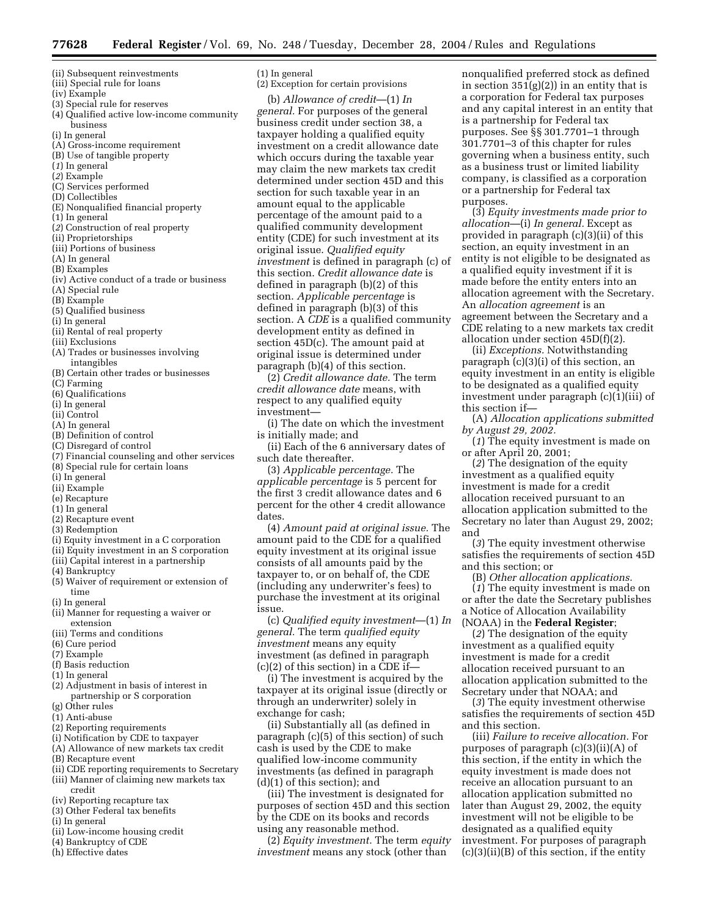(ii) Subsequent reinvestments
(iii) Special rule for loans
(iv) Example
(3) Special rule for reserves
(4) Qualified active low-income community business
(i) In general
(A) Gross-income requirement
(B) Use of tangible property
(*1*) In general
(*2*) Example
(C) Services performed
(D) Collectibles
(E) Nonqualified financial property
(*1*) In general
(*2*) Construction of real property
(ii) Proprietorships
(iii) Portions of business
(A) In general
(B) Examples
(iv) Active conduct of a trade or business
(A) Special rule
(B) Example
(5) Qualified business
(i) In general
(ii) Rental of real property
(iii) Exclusions
(A) Trades or businesses involving intangibles
(B) Certain other trades or businesses
(C) Farming
(6) Qualifications
(i) In general
(ii) Control
(A) In general
(B) Definition of control
(C) Disregard of control
(7) Financial counseling and other services
(8) Special rule for certain loans
(i) In general
(ii) Example
(e) Recapture
(1) In general
(2) Recapture event
(3) Redemption
(i) Equity investment in a C corporation
(ii) Equity investment in an S corporation
(iii) Capital interest in a partnership
(4) Bankruptcy
(5) Waiver of requirement or extension of time
(i) In general
(ii) Manner for requesting a waiver or extension
(iii) Terms and conditions
(6) Cure period
(7) Example
(f) Basis reduction
(1) In general
(2) Adjustment in basis of interest in partnership or S corporation
(g) Other rules
(1) Anti-abuse
(2) Reporting requirements
(i) Notification by CDE to taxpayer
(A) Allowance of new markets tax credit
(B) Recapture event
(ii) CDE reporting requirements to Secretary
(iii) Manner of claiming new markets tax credit
(iv) Reporting recapture tax
(3) Other Federal tax benefits
(i) In general
(ii) Low-income housing credit
(4) Bankruptcy of CDE
(h) Effective dates
(1) In general
(2) Exception for certain provisions

(b) *Allowance of credit*—(1) *In general.* For purposes of the general business credit under section 38, a taxpayer holding a qualified equity investment on a credit allowance date which occurs during the taxable year may claim the new markets tax credit determined under section 45D and this section for such taxable year in an amount equal to the applicable percentage of the amount paid to a qualified community development entity (CDE) for such investment at its original issue. *Qualified equity investment* is defined in paragraph (c) of this section. *Credit allowance date* is defined in paragraph (b)(2) of this section. *Applicable percentage* is defined in paragraph (b)(3) of this section. A *CDE* is a qualified community development entity as defined in section 45D(c). The amount paid at original issue is determined under paragraph (b)(4) of this section.

(2) *Credit allowance date.* The term *credit allowance date* means, with respect to any qualified equity investment—

(i) The date on which the investment is initially made; and

(ii) Each of the 6 anniversary dates of such date thereafter.

(3) *Applicable percentage.* The *applicable percentage* is 5 percent for the first 3 credit allowance dates and 6 percent for the other 4 credit allowance dates.

(4) *Amount paid at original issue.* The amount paid to the CDE for a qualified equity investment at its original issue consists of all amounts paid by the taxpayer to, or on behalf of, the CDE (including any underwriter's fees) to purchase the investment at its original issue.

(c) *Qualified equity investment*—(1) *In general.* The term *qualified equity investment* means any equity investment (as defined in paragraph (c)(2) of this section) in a CDE if—

(i) The investment is acquired by the taxpayer at its original issue (directly or through an underwriter) solely in exchange for cash;

(ii) Substantially all (as defined in paragraph (c)(5) of this section) of such cash is used by the CDE to make qualified low-income community investments (as defined in paragraph (d)(1) of this section); and

(iii) The investment is designated for purposes of section 45D and this section by the CDE on its books and records using any reasonable method.

(2) *Equity investment.* The term *equity investment* means any stock (other than nonqualified preferred stock as defined in section 351(g)(2)) in an entity that is a corporation for Federal tax purposes and any capital interest in an entity that is a partnership for Federal tax purposes. See §§ 301.7701–1 through 301.7701–3 of this chapter for rules governing when a business entity, such as a business trust or limited liability company, is classified as a corporation or a partnership for Federal tax purposes.

(3) *Equity investments made prior to allocation*—(i) *In general.* Except as provided in paragraph (c)(3)(ii) of this section, an equity investment in an entity is not eligible to be designated as a qualified equity investment if it is made before the entity enters into an allocation agreement with the Secretary. An *allocation agreement* is an agreement between the Secretary and a CDE relating to a new markets tax credit allocation under section 45D(f)(2).

(ii) *Exceptions.* Notwithstanding paragraph (c)(3)(i) of this section, an equity investment in an entity is eligible to be designated as a qualified equity investment under paragraph (c)(1)(iii) of this section if—

(A) *Allocation applications submitted by August 29, 2002.*

(*1*) The equity investment is made on or after April 20, 2001;

(*2*) The designation of the equity investment as a qualified equity investment is made for a credit allocation received pursuant to an allocation application submitted to the Secretary no later than August 29, 2002; and

(*3*) The equity investment otherwise satisfies the requirements of section 45D and this section; or

(B) *Other allocation applications.*

(*1*) The equity investment is made on or after the date the Secretary publishes a Notice of Allocation Availability (NOAA) in the **Federal Register**;

(*2*) The designation of the equity investment as a qualified equity investment is made for a credit allocation received pursuant to an allocation application submitted to the Secretary under that NOAA; and

(*3*) The equity investment otherwise satisfies the requirements of section 45D and this section.

(iii) *Failure to receive allocation.* For purposes of paragraph (c)(3)(ii)(A) of this section, if the entity in which the equity investment is made does not receive an allocation pursuant to an allocation application submitted no later than August 29, 2002, the equity investment will not be eligible to be designated as a qualified equity investment. For purposes of paragraph (c)(3)(ii)(B) of this section, if the entity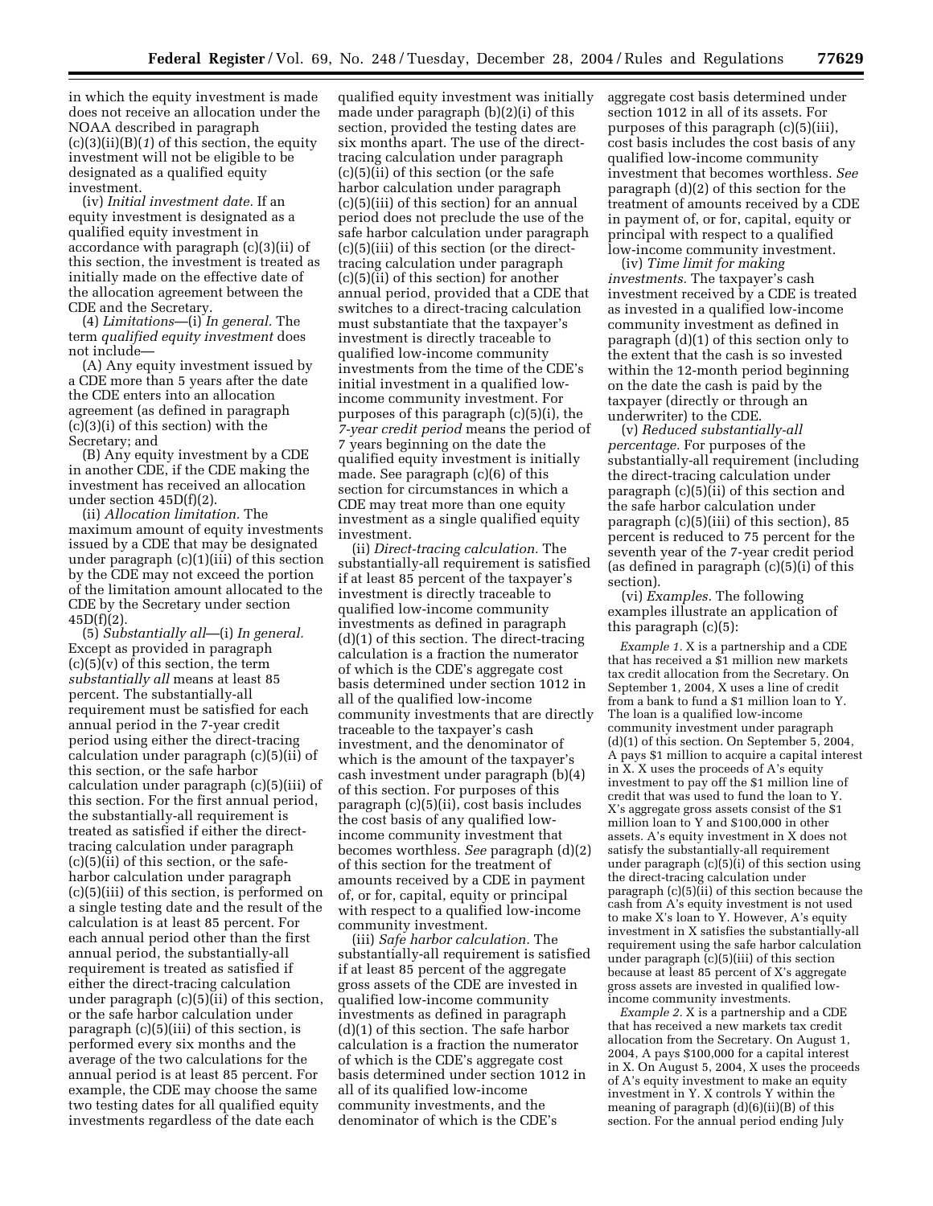in which the equity investment is made does not receive an allocation under the NOAA described in paragraph (c)(3)(ii)(B)(*1*) of this section, the equity investment will not be eligible to be designated as a qualified equity investment.

(iv) *Initial investment date.* If an equity investment is designated as a qualified equity investment in accordance with paragraph (c)(3)(ii) of this section, the investment is treated as initially made on the effective date of the allocation agreement between the CDE and the Secretary.

(4) *Limitations*—(i) *In general.* The term *qualified equity investment* does not include—

(A) Any equity investment issued by a CDE more than 5 years after the date the CDE enters into an allocation agreement (as defined in paragraph (c)(3)(i) of this section) with the Secretary; and

(B) Any equity investment by a CDE in another CDE, if the CDE making the investment has received an allocation under section 45D(f)(2).

(ii) *Allocation limitation.* The maximum amount of equity investments issued by a CDE that may be designated under paragraph (c)(1)(iii) of this section by the CDE may not exceed the portion of the limitation amount allocated to the CDE by the Secretary under section 45D(f)(2).

(5) *Substantially all*—(i) *In general.* Except as provided in paragraph (c)(5)(v) of this section, the term *substantially all* means at least 85 percent. The substantially-all requirement must be satisfied for each annual period in the 7-year credit period using either the direct-tracing calculation under paragraph (c)(5)(ii) of this section, or the safe harbor calculation under paragraph (c)(5)(iii) of this section. For the first annual period, the substantially-all requirement is treated as satisfied if either the direct-tracing calculation under paragraph (c)(5)(ii) of this section, or the safe-harbor calculation under paragraph (c)(5)(iii) of this section, is performed on a single testing date and the result of the calculation is at least 85 percent. For each annual period other than the first annual period, the substantially-all requirement is treated as satisfied if either the direct-tracing calculation under paragraph (c)(5)(ii) of this section, or the safe harbor calculation under paragraph (c)(5)(iii) of this section, is performed every six months and the average of the two calculations for the annual period is at least 85 percent. For example, the CDE may choose the same two testing dates for all qualified equity investments regardless of the date each qualified equity investment was initially made under paragraph (b)(2)(i) of this section, provided the testing dates are six months apart. The use of the direct-tracing calculation under paragraph (c)(5)(ii) of this section (or the safe harbor calculation under paragraph (c)(5)(iii) of this section) for an annual period does not preclude the use of the safe harbor calculation under paragraph (c)(5)(iii) of this section (or the direct-tracing calculation under paragraph (c)(5)(ii) of this section) for another annual period, provided that a CDE that switches to a direct-tracing calculation must substantiate that the taxpayer's investment is directly traceable to qualified low-income community investments from the time of the CDE's initial investment in a qualified low-income community investment. For purposes of this paragraph (c)(5)(i), the *7-year credit period* means the period of 7 years beginning on the date the qualified equity investment is initially made. See paragraph (c)(6) of this section for circumstances in which a CDE may treat more than one equity investment as a single qualified equity investment.

(ii) *Direct-tracing calculation.* The substantially-all requirement is satisfied if at least 85 percent of the taxpayer's investment is directly traceable to qualified low-income community investments as defined in paragraph (d)(1) of this section. The direct-tracing calculation is a fraction the numerator of which is the CDE's aggregate cost basis determined under section 1012 in all of the qualified low-income community investments that are directly traceable to the taxpayer's cash investment, and the denominator of which is the amount of the taxpayer's cash investment under paragraph (b)(4) of this section. For purposes of this paragraph (c)(5)(ii), cost basis includes the cost basis of any qualified low-income community investment that becomes worthless. *See* paragraph (d)(2) of this section for the treatment of amounts received by a CDE in payment of, or for, capital, equity or principal with respect to a qualified low-income community investment.

(iii) *Safe harbor calculation.* The substantially-all requirement is satisfied if at least 85 percent of the aggregate gross assets of the CDE are invested in qualified low-income community investments as defined in paragraph (d)(1) of this section. The safe harbor calculation is a fraction the numerator of which is the CDE's aggregate cost basis determined under section 1012 in all of its qualified low-income community investments, and the denominator of which is the CDE's aggregate cost basis determined under section 1012 in all of its assets. For purposes of this paragraph (c)(5)(iii), cost basis includes the cost basis of any qualified low-income community investment that becomes worthless. *See* paragraph (d)(2) of this section for the treatment of amounts received by a CDE in payment of, or for, capital, equity or principal with respect to a qualified low-income community investment.

(iv) *Time limit for making investments.* The taxpayer's cash investment received by a CDE is treated as invested in a qualified low-income community investment as defined in paragraph (d)(1) of this section only to the extent that the cash is so invested within the 12-month period beginning on the date the cash is paid by the taxpayer (directly or through an underwriter) to the CDE.

(v) *Reduced substantially-all percentage.* For purposes of the substantially-all requirement (including the direct-tracing calculation under paragraph (c)(5)(ii) of this section and the safe harbor calculation under paragraph (c)(5)(iii) of this section), 85 percent is reduced to 75 percent for the seventh year of the 7-year credit period (as defined in paragraph (c)(5)(i) of this section).

(vi) *Examples.* The following examples illustrate an application of this paragraph (c)(5):

*Example 1.* X is a partnership and a CDE that has received a $1 million new markets tax credit allocation from the Secretary. On September 1, 2004, X uses a line of credit from a bank to fund a $1 million loan to Y. The loan is a qualified low-income community investment under paragraph (d)(1) of this section. On September 5, 2004, A pays $1 million to acquire a capital interest in X. X uses the proceeds of A's equity investment to pay off the $1 million line of credit that was used to fund the loan to Y. X's aggregate gross assets consist of the $1 million loan to Y and $100,000 in other assets. A's equity investment in X does not satisfy the substantially-all requirement under paragraph (c)(5)(i) of this section using the direct-tracing calculation under paragraph (c)(5)(ii) of this section because the cash from A's equity investment is not used to make X's loan to Y. However, A's equity investment in X satisfies the substantially-all requirement using the safe harbor calculation under paragraph (c)(5)(iii) of this section because at least 85 percent of X's aggregate gross assets are invested in qualified low-income community investments.

*Example 2.* X is a partnership and a CDE that has received a new markets tax credit allocation from the Secretary. On August 1, 2004, A pays $100,000 for a capital interest in X. On August 5, 2004, X uses the proceeds of A's equity investment to make an equity investment in Y. X controls Y within the meaning of paragraph (d)(6)(ii)(B) of this section. For the annual period ending July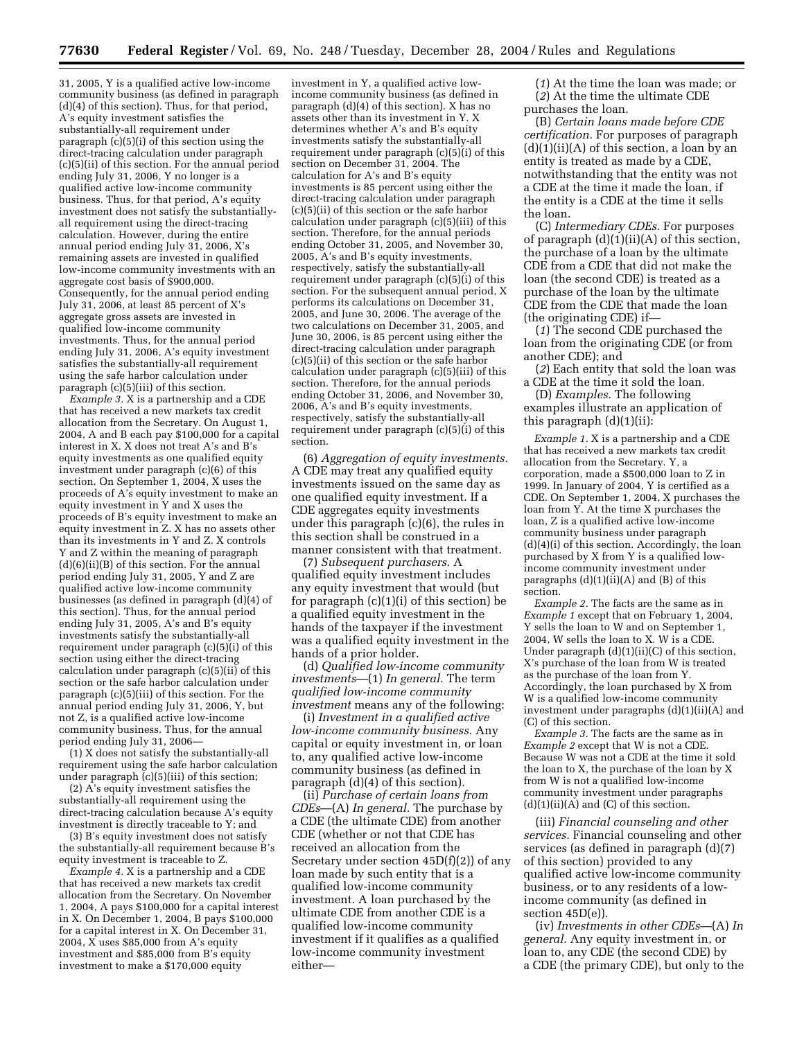31, 2005, Y is a qualified active low-income community business (as defined in paragraph (d)(4) of this section). Thus, for that period, A's equity investment satisfies the substantially-all requirement under paragraph (c)(5)(i) of this section using the direct-tracing calculation under paragraph (c)(5)(ii) of this section. For the annual period ending July 31, 2006, Y no longer is a qualified active low-income community business. Thus, for that period, A's equity investment does not satisfy the substantially-all requirement using the direct-tracing calculation. However, during the entire annual period ending July 31, 2006, X's remaining assets are invested in qualified low-income community investments with an aggregate cost basis of $900,000. Consequently, for the annual period ending July 31, 2006, at least 85 percent of X's aggregate gross assets are invested in qualified low-income community investments. Thus, for the annual period ending July 31, 2006, A's equity investment satisfies the substantially-all requirement using the safe harbor calculation under paragraph (c)(5)(iii) of this section.

*Example 3.* X is a partnership and a CDE that has received a new markets tax credit allocation from the Secretary. On August 1, 2004, A and B each pay $100,000 for a capital interest in X. X does not treat A's and B's equity investments as one qualified equity investment under paragraph (c)(6) of this section. On September 1, 2004, X uses the proceeds of A's equity investment to make an equity investment in Y and X uses the proceeds of B's equity investment to make an equity investment in Z. X has no assets other than its investments in Y and Z. X controls Y and Z within the meaning of paragraph (d)(6)(ii)(B) of this section. For the annual period ending July 31, 2005, Y and Z are qualified active low-income community businesses (as defined in paragraph (d)(4) of this section). Thus, for the annual period ending July 31, 2005, A's and B's equity investments satisfy the substantially-all requirement under paragraph (c)(5)(i) of this section using either the direct-tracing calculation under paragraph (c)(5)(ii) of this section or the safe harbor calculation under paragraph (c)(5)(iii) of this section. For the annual period ending July 31, 2006, Y, but not Z, is a qualified active low-income community business. Thus, for the annual period ending July 31, 2006—

(*1*) X does not satisfy the substantially-all requirement using the safe harbor calculation under paragraph (c)(5)(iii) of this section;

(*2*) A's equity investment satisfies the substantially-all requirement using the direct-tracing calculation because A's equity investment is directly traceable to Y; and

(*3*) B's equity investment does not satisfy the substantially-all requirement because B's equity investment is traceable to Z.

*Example 4.* X is a partnership and a CDE that has received a new markets tax credit allocation from the Secretary. On November 1, 2004, A pays $100,000 for a capital interest in X. On December 1, 2004, B pays $100,000 for a capital interest in X. On December 31, 2004, X uses $85,000 from A's equity investment and $85,000 from B's equity investment to make a $170,000 equity investment in Y, a qualified active low-income community business (as defined in paragraph (d)(4) of this section). X has no assets other than its investment in Y. X determines whether A's and B's equity investments satisfy the substantially-all requirement under paragraph (c)(5)(i) of this section on December 31, 2004. The calculation for A's and B's equity investments is 85 percent using either the direct-tracing calculation under paragraph (c)(5)(ii) of this section or the safe harbor calculation under paragraph (c)(5)(iii) of this section. Therefore, for the annual periods ending October 31, 2005, and November 30, 2005, A's and B's equity investments, respectively, satisfy the substantially-all requirement under paragraph (c)(5)(i) of this section. For the subsequent annual period, X performs its calculations on December 31, 2005, and June 30, 2006. The average of the two calculations on December 31, 2005, and June 30, 2006, is 85 percent using either the direct-tracing calculation under paragraph (c)(5)(ii) of this section or the safe harbor calculation under paragraph (c)(5)(iii) of this section. Therefore, for the annual periods ending October 31, 2006, and November 30, 2006, A's and B's equity investments, respectively, satisfy the substantially-all requirement under paragraph (c)(5)(i) of this section.

(6) *Aggregation of equity investments.* A CDE may treat any qualified equity investments issued on the same day as one qualified equity investment. If a CDE aggregates equity investments under this paragraph (c)(6), the rules in this section shall be construed in a manner consistent with that treatment.

(7) *Subsequent purchasers.* A qualified equity investment includes any equity investment that would (but for paragraph (c)(1)(i) of this section) be a qualified equity investment in the hands of the taxpayer if the investment was a qualified equity investment in the hands of a prior holder.

(d) *Qualified low-income community investments*—(1) *In general.* The term *qualified low-income community investment* means any of the following:

(i) *Investment in a qualified active low-income community business.* Any capital or equity investment in, or loan to, any qualified active low-income community business (as defined in paragraph (d)(4) of this section).

(ii) *Purchase of certain loans from CDEs*—(A) *In general.* The purchase by a CDE (the ultimate CDE) from another CDE (whether or not that CDE has received an allocation from the Secretary under section 45D(f)(2)) of any loan made by such entity that is a qualified low-income community investment. A loan purchased by the ultimate CDE from another CDE is a qualified low-income community investment if it qualifies as a qualified low-income community investment either—

(*1*) At the time the loan was made; or

(*2*) At the time the ultimate CDE purchases the loan.

(B) *Certain loans made before CDE certification.* For purposes of paragraph (d)(1)(ii)(A) of this section, a loan by an entity is treated as made by a CDE, notwithstanding that the entity was not a CDE at the time it made the loan, if the entity is a CDE at the time it sells the loan.

(C) *Intermediary CDEs.* For purposes of paragraph (d)(1)(ii)(A) of this section, the purchase of a loan by the ultimate CDE from a CDE that did not make the loan (the second CDE) is treated as a purchase of the loan by the ultimate CDE from the CDE that made the loan (the originating CDE) if—

(*1*) The second CDE purchased the loan from the originating CDE (or from another CDE); and

(*2*) Each entity that sold the loan was a CDE at the time it sold the loan.

(D) *Examples.* The following examples illustrate an application of this paragraph (d)(1)(ii):

*Example 1.* X is a partnership and a CDE that has received a new markets tax credit allocation from the Secretary. Y, a corporation, made a $500,000 loan to Z in 1999. In January of 2004, Y is certified as a CDE. On September 1, 2004, X purchases the loan from Y. At the time X purchases the loan, Z is a qualified active low-income community business under paragraph (d)(4)(i) of this section. Accordingly, the loan purchased by X from Y is a qualified low-income community investment under paragraphs (d)(1)(ii)(A) and (B) of this section.

*Example 2.* The facts are the same as in *Example 1* except that on February 1, 2004, Y sells the loan to W and on September 1, 2004, W sells the loan to X. W is a CDE. Under paragraph (d)(1)(ii)(C) of this section, X's purchase of the loan from W is treated as the purchase of the loan from Y. Accordingly, the loan purchased by X from W is a qualified low-income community investment under paragraphs (d)(1)(ii)(A) and (C) of this section.

*Example 3.* The facts are the same as in *Example 2* except that W is not a CDE. Because W was not a CDE at the time it sold the loan to X, the purchase of the loan by X from W is not a qualified low-income community investment under paragraphs (d)(1)(ii)(A) and (C) of this section.

(iii) *Financial counseling and other services.* Financial counseling and other services (as defined in paragraph (d)(7) of this section) provided to any qualified active low-income community business, or to any residents of a low-income community (as defined in section 45D(e)).

(iv) *Investments in other CDEs*—(A) *In general.* Any equity investment in, or loan to, any CDE (the second CDE) by a CDE (the primary CDE), but only to the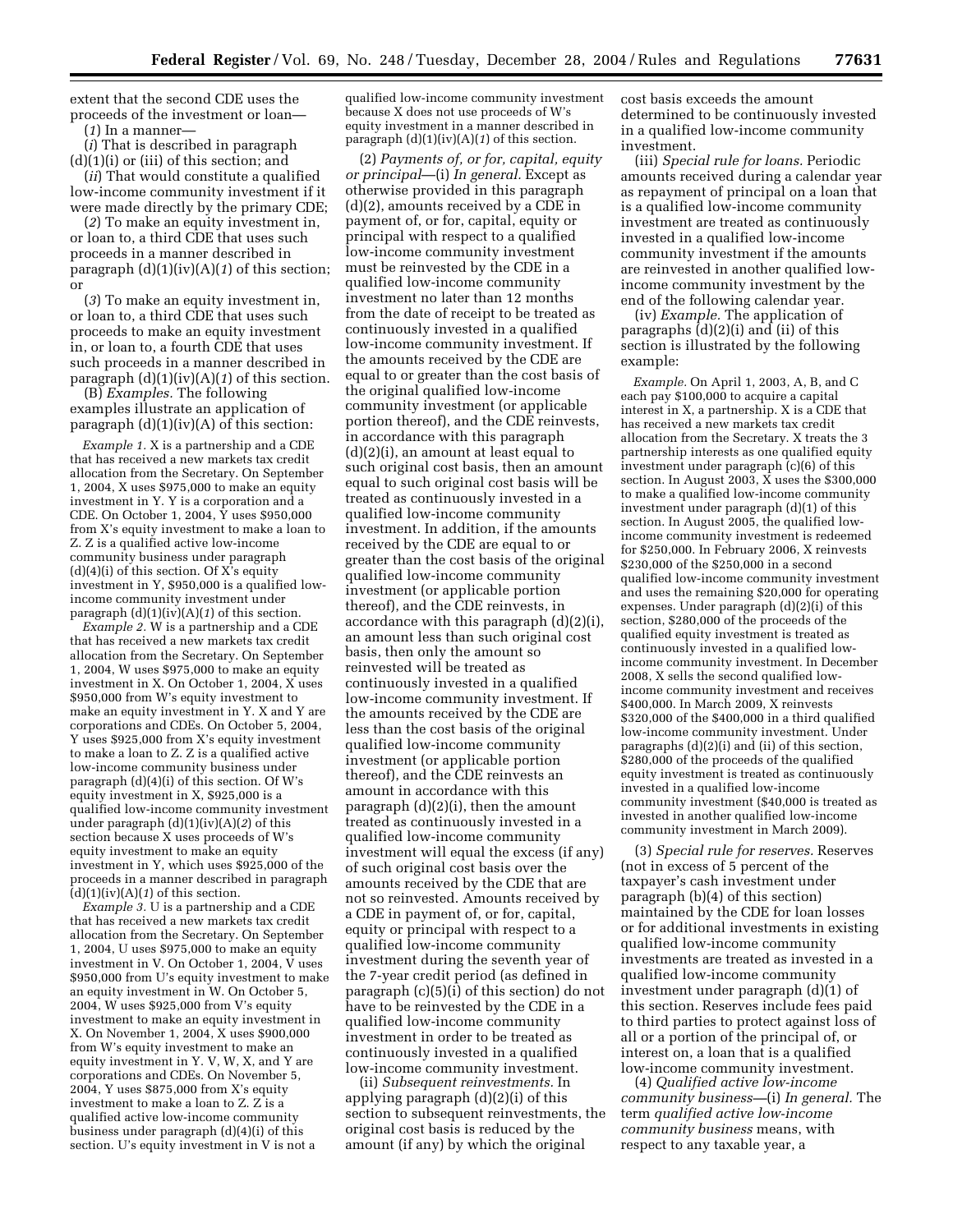extent that the second CDE uses the proceeds of the investment or loan—

(*1*) In a manner—

(*i*) That is described in paragraph (d)(1)(i) or (iii) of this section; and

(*ii*) That would constitute a qualified low-income community investment if it were made directly by the primary CDE;

(*2*) To make an equity investment in, or loan to, a third CDE that uses such proceeds in a manner described in paragraph (d)(1)(iv)(A)(*1*) of this section; or

(*3*) To make an equity investment in, or loan to, a third CDE that uses such proceeds to make an equity investment in, or loan to, a fourth CDE that uses such proceeds in a manner described in paragraph (d)(1)(iv)(A)(*1*) of this section.

(B) *Examples.* The following examples illustrate an application of paragraph (d)(1)(iv)(A) of this section:

*Example 1.* X is a partnership and a CDE that has received a new markets tax credit allocation from the Secretary. On September 1, 2004, X uses $975,000 to make an equity investment in Y. Y is a corporation and a CDE. On October 1, 2004, Y uses $950,000 from X's equity investment to make a loan to Z. Z is a qualified active low-income community business under paragraph (d)(4)(i) of this section. Of X's equity investment in Y, $950,000 is a qualified low-income community investment under paragraph (d)(1)(iv)(A)(*1*) of this section.

*Example 2.* W is a partnership and a CDE that has received a new markets tax credit allocation from the Secretary. On September 1, 2004, W uses $975,000 to make an equity investment in X. On October 1, 2004, X uses $950,000 from W's equity investment to make an equity investment in Y. X and Y are corporations and CDEs. On October 5, 2004, Y uses $925,000 from X's equity investment to make a loan to Z. Z is a qualified active low-income community business under paragraph (d)(4)(i) of this section. Of W's equity investment in X, $925,000 is a qualified low-income community investment under paragraph (d)(1)(iv)(A)(*2*) of this section because X uses proceeds of W's equity investment to make an equity investment in Y, which uses $925,000 of the proceeds in a manner described in paragraph (d)(1)(iv)(A)(*1*) of this section.

*Example 3.* U is a partnership and a CDE that has received a new markets tax credit allocation from the Secretary. On September 1, 2004, U uses $975,000 to make an equity investment in V. On October 1, 2004, V uses $950,000 from U's equity investment to make an equity investment in W. On October 5, 2004, W uses $925,000 from V's equity investment to make an equity investment in X. On November 1, 2004, X uses $900,000 from W's equity investment to make an equity investment in Y. V, W, X, and Y are corporations and CDEs. On November 5, 2004, Y uses $875,000 from X's equity investment to make a loan to Z. Z is a qualified active low-income community business under paragraph (d)(4)(i) of this section. U's equity investment in V is not a qualified low-income community investment because X does not use proceeds of W's equity investment in a manner described in paragraph (d)(1)(iv)(A)(*1*) of this section.

(2) *Payments of, or for, capital, equity or principal*—(i) *In general.* Except as otherwise provided in this paragraph (d)(2), amounts received by a CDE in payment of, or for, capital, equity or principal with respect to a qualified low-income community investment must be reinvested by the CDE in a qualified low-income community investment no later than 12 months from the date of receipt to be treated as continuously invested in a qualified low-income community investment. If the amounts received by the CDE are equal to or greater than the cost basis of the original qualified low-income community investment (or applicable portion thereof), and the CDE reinvests, in accordance with this paragraph (d)(2)(i), an amount at least equal to such original cost basis, then an amount equal to such original cost basis will be treated as continuously invested in a qualified low-income community investment. In addition, if the amounts received by the CDE are equal to or greater than the cost basis of the original qualified low-income community investment (or applicable portion thereof), and the CDE reinvests, in accordance with this paragraph (d)(2)(i), an amount less than such original cost basis, then only the amount so reinvested will be treated as continuously invested in a qualified low-income community investment. If the amounts received by the CDE are less than the cost basis of the original qualified low-income community investment (or applicable portion thereof), and the CDE reinvests an amount in accordance with this paragraph (d)(2)(i), then the amount treated as continuously invested in a qualified low-income community investment will equal the excess (if any) of such original cost basis over the amounts received by the CDE that are not so reinvested. Amounts received by a CDE in payment of, or for, capital, equity or principal with respect to a qualified low-income community investment during the seventh year of the 7-year credit period (as defined in paragraph (c)(5)(i) of this section) do not have to be reinvested by the CDE in a qualified low-income community investment in order to be treated as continuously invested in a qualified low-income community investment.

(ii) *Subsequent reinvestments.* In applying paragraph (d)(2)(i) of this section to subsequent reinvestments, the original cost basis is reduced by the amount (if any) by which the original cost basis exceeds the amount determined to be continuously invested in a qualified low-income community investment.

(iii) *Special rule for loans.* Periodic amounts received during a calendar year as repayment of principal on a loan that is a qualified low-income community investment are treated as continuously invested in a qualified low-income community investment if the amounts are reinvested in another qualified low-income community investment by the end of the following calendar year.

(iv) *Example.* The application of paragraphs (d)(2)(i) and (ii) of this section is illustrated by the following example:

*Example.* On April 1, 2003, A, B, and C each pay $100,000 to acquire a capital interest in X, a partnership. X is a CDE that has received a new markets tax credit allocation from the Secretary. X treats the 3 partnership interests as one qualified equity investment under paragraph (c)(6) of this section. In August 2003, X uses the $300,000 to make a qualified low-income community investment under paragraph (d)(1) of this section. In August 2005, the qualified low-income community investment is redeemed for $250,000. In February 2006, X reinvests $230,000 of the $250,000 in a second qualified low-income community investment and uses the remaining $20,000 for operating expenses. Under paragraph (d)(2)(i) of this section, $280,000 of the proceeds of the qualified equity investment is treated as continuously invested in a qualified low-income community investment. In December 2008, X sells the second qualified low-income community investment and receives $400,000. In March 2009, X reinvests $320,000 of the $400,000 in a third qualified low-income community investment. Under paragraphs (d)(2)(i) and (ii) of this section, $280,000 of the proceeds of the qualified equity investment is treated as continuously invested in a qualified low-income community investment ($40,000 is treated as invested in another qualified low-income community investment in March 2009).

(3) *Special rule for reserves.* Reserves (not in excess of 5 percent of the taxpayer's cash investment under paragraph (b)(4) of this section) maintained by the CDE for loan losses or for additional investments in existing qualified low-income community investments are treated as invested in a qualified low-income community investment under paragraph (d)(1) of this section. Reserves include fees paid to third parties to protect against loss of all or a portion of the principal of, or interest on, a loan that is a qualified low-income community investment.

(4) *Qualified active low-income community business*—(i) *In general.* The term *qualified active low-income community business* means, with respect to any taxable year, a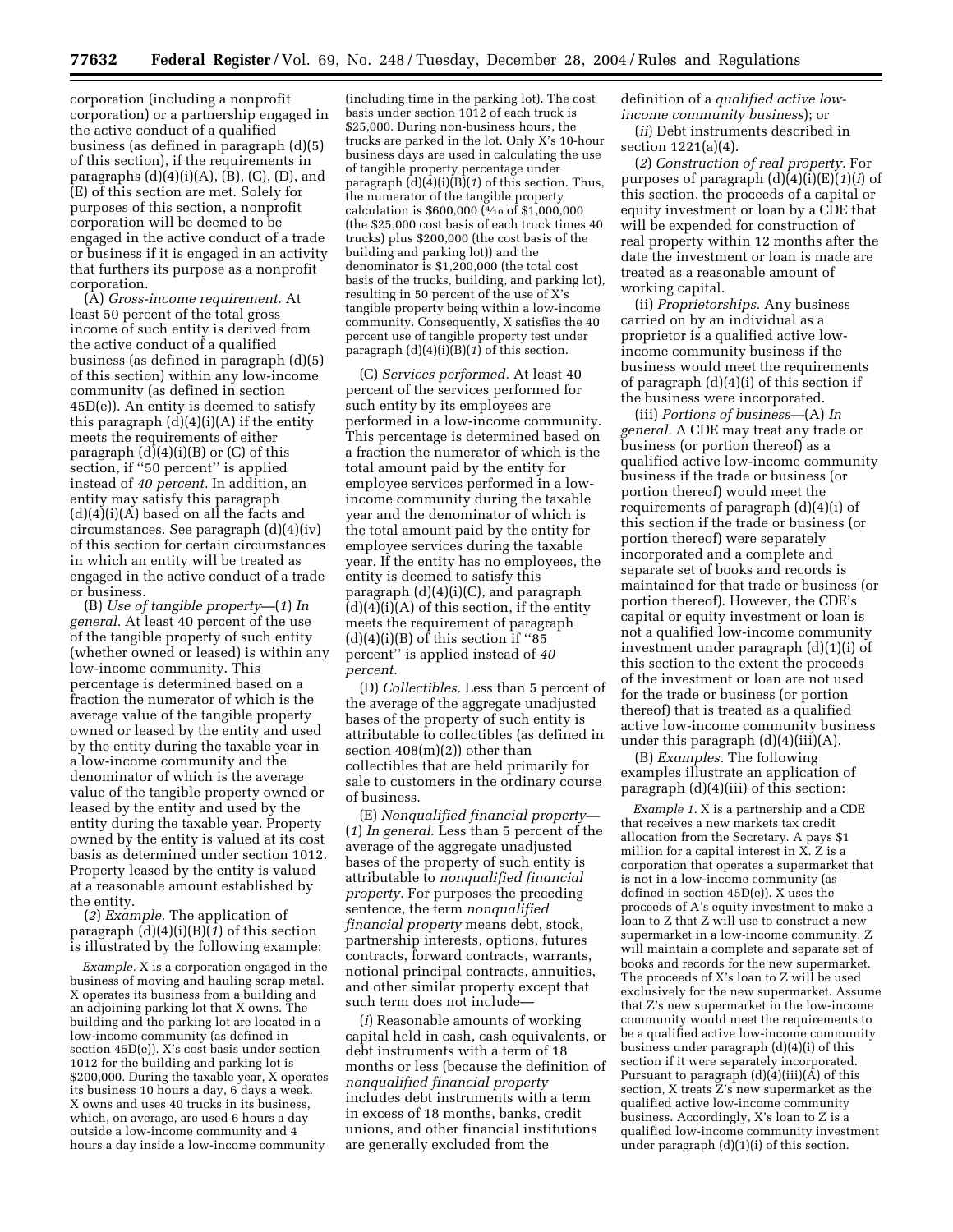corporation (including a nonprofit corporation) or a partnership engaged in the active conduct of a qualified business (as defined in paragraph (d)(5) of this section), if the requirements in paragraphs (d)(4)(i)(A), (B), (C), (D), and (E) of this section are met. Solely for purposes of this section, a nonprofit corporation will be deemed to be engaged in the active conduct of a trade or business if it is engaged in an activity that furthers its purpose as a nonprofit corporation.

(A) *Gross-income requirement.* At least 50 percent of the total gross income of such entity is derived from the active conduct of a qualified business (as defined in paragraph (d)(5) of this section) within any low-income community (as defined in section 45D(e)). An entity is deemed to satisfy this paragraph (d)(4)(i)(A) if the entity meets the requirements of either paragraph (d)(4)(i)(B) or (C) of this section, if ''50 percent'' is applied instead of *40 percent.* In addition, an entity may satisfy this paragraph (d)(4)(i)(A) based on all the facts and circumstances. See paragraph (d)(4)(iv) of this section for certain circumstances in which an entity will be treated as engaged in the active conduct of a trade or business.

(B) *Use of tangible property*—(*1*) *In general.* At least 40 percent of the use of the tangible property of such entity (whether owned or leased) is within any low-income community. This percentage is determined based on a fraction the numerator of which is the average value of the tangible property owned or leased by the entity and used by the entity during the taxable year in a low-income community and the denominator of which is the average value of the tangible property owned or leased by the entity and used by the entity during the taxable year. Property owned by the entity is valued at its cost basis as determined under section 1012. Property leased by the entity is valued at a reasonable amount established by the entity.

(*2*) *Example.* The application of paragraph (d)(4)(i)(B)(*1*) of this section is illustrated by the following example:

*Example.* X is a corporation engaged in the business of moving and hauling scrap metal. X operates its business from a building and an adjoining parking lot that X owns. The building and the parking lot are located in a low-income community (as defined in section 45D(e)). X's cost basis under section 1012 for the building and parking lot is $200,000. During the taxable year, X operates its business 10 hours a day, 6 days a week. X owns and uses 40 trucks in its business, which, on average, are used 6 hours a day outside a low-income community and 4 hours a day inside a low-income community (including time in the parking lot). The cost basis under section 1012 of each truck is $25,000. During non-business hours, the trucks are parked in the lot. Only X's 10-hour business days are used in calculating the use of tangible property percentage under paragraph (d)(4)(i)(B)(*1*) of this section. Thus, the numerator of the tangible property calculation is $600,000 (4/10 of $1,000,000 (the $25,000 cost basis of each truck times 40 trucks) plus $200,000 (the cost basis of the building and parking lot)) and the denominator is $1,200,000 (the total cost basis of the trucks, building, and parking lot), resulting in 50 percent of the use of X's tangible property being within a low-income community. Consequently, X satisfies the 40 percent use of tangible property test under paragraph (d)(4)(i)(B)(*1*) of this section.

(C) *Services performed.* At least 40 percent of the services performed for such entity by its employees are performed in a low-income community. This percentage is determined based on a fraction the numerator of which is the total amount paid by the entity for employee services performed in a low-income community during the taxable year and the denominator of which is the total amount paid by the entity for employee services during the taxable year. If the entity has no employees, the entity is deemed to satisfy this paragraph (d)(4)(i)(C), and paragraph (d)(4)(i)(A) of this section, if the entity meets the requirement of paragraph (d)(4)(i)(B) of this section if ''85 percent'' is applied instead of *40 percent.*

(D) *Collectibles.* Less than 5 percent of the average of the aggregate unadjusted bases of the property of such entity is attributable to collectibles (as defined in section 408(m)(2)) other than collectibles that are held primarily for sale to customers in the ordinary course of business.

(E) *Nonqualified financial property*—(*1*) *In general.* Less than 5 percent of the average of the aggregate unadjusted bases of the property of such entity is attributable to *nonqualified financial property.* For purposes the preceding sentence, the term *nonqualified financial property* means debt, stock, partnership interests, options, futures contracts, forward contracts, warrants, notional principal contracts, annuities, and other similar property except that such term does not include—

(*i*) Reasonable amounts of working capital held in cash, cash equivalents, or debt instruments with a term of 18 months or less (because the definition of *nonqualified financial property* includes debt instruments with a term in excess of 18 months, banks, credit unions, and other financial institutions are generally excluded from the definition of a *qualified active low-income community business*); or

(*ii*) Debt instruments described in section 1221(a)(4).

(*2*) *Construction of real property.* For purposes of paragraph (d)(4)(i)(E)(*1*)(*i*) of this section, the proceeds of a capital or equity investment or loan by a CDE that will be expended for construction of real property within 12 months after the date the investment or loan is made are treated as a reasonable amount of working capital.

(ii) *Proprietorships.* Any business carried on by an individual as a proprietor is a qualified active low-income community business if the business would meet the requirements of paragraph (d)(4)(i) of this section if the business were incorporated.

(iii) *Portions of business*—(A) *In general.* A CDE may treat any trade or business (or portion thereof) as a qualified active low-income community business if the trade or business (or portion thereof) would meet the requirements of paragraph (d)(4)(i) of this section if the trade or business (or portion thereof) were separately incorporated and a complete and separate set of books and records is maintained for that trade or business (or portion thereof). However, the CDE's capital or equity investment or loan is not a qualified low-income community investment under paragraph (d)(1)(i) of this section to the extent the proceeds of the investment or loan are not used for the trade or business (or portion thereof) that is treated as a qualified active low-income community business under this paragraph (d)(4)(iii)(A).

(B) *Examples.* The following examples illustrate an application of paragraph (d)(4)(iii) of this section:

*Example 1.* X is a partnership and a CDE that receives a new markets tax credit allocation from the Secretary. A pays $1 million for a capital interest in X. Z is a corporation that operates a supermarket that is not in a low-income community (as defined in section 45D(e)). X uses the proceeds of A's equity investment to make a loan to Z that Z will use to construct a new supermarket in a low-income community. Z will maintain a complete and separate set of books and records for the new supermarket. The proceeds of X's loan to Z will be used exclusively for the new supermarket. Assume that Z's new supermarket in the low-income community would meet the requirements to be a qualified active low-income community business under paragraph (d)(4)(i) of this section if it were separately incorporated. Pursuant to paragraph (d)(4)(iii)(A) of this section, X treats Z's new supermarket as the qualified active low-income community business. Accordingly, X's loan to Z is a qualified low-income community investment under paragraph (d)(1)(i) of this section.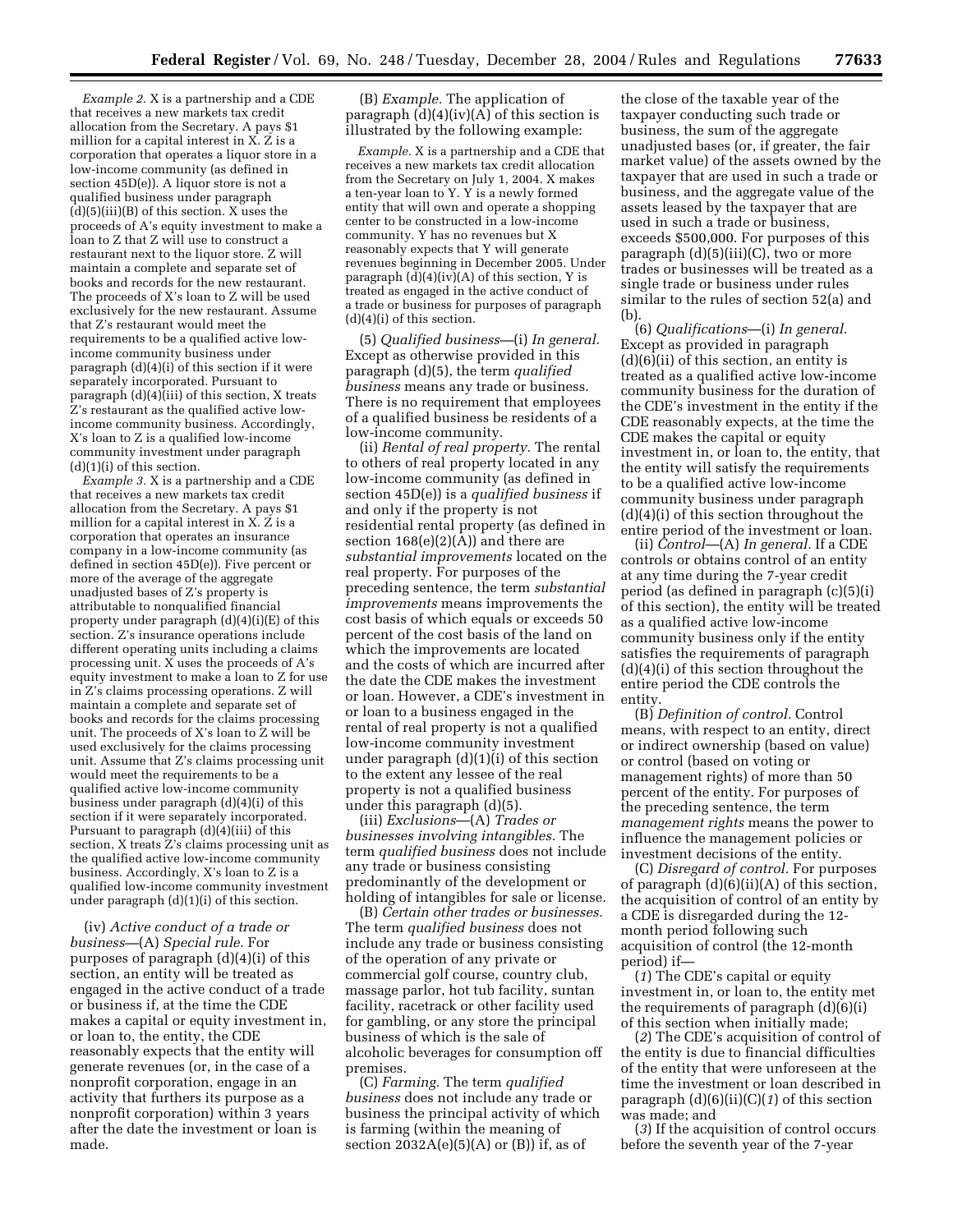*Example 2.* X is a partnership and a CDE that receives a new markets tax credit allocation from the Secretary. A pays $1 million for a capital interest in X. Z is a corporation that operates a liquor store in a low-income community (as defined in section 45D(e)). A liquor store is not a qualified business under paragraph (d)(5)(iii)(B) of this section. X uses the proceeds of A's equity investment to make a loan to Z that Z will use to construct a restaurant next to the liquor store. Z will maintain a complete and separate set of books and records for the new restaurant. The proceeds of X's loan to Z will be used exclusively for the new restaurant. Assume that Z's restaurant would meet the requirements to be a qualified active low-income community business under paragraph (d)(4)(i) of this section if it were separately incorporated. Pursuant to paragraph (d)(4)(iii) of this section, X treats Z's restaurant as the qualified active low-income community business. Accordingly, X's loan to Z is a qualified low-income community investment under paragraph (d)(1)(i) of this section.

*Example 3.* X is a partnership and a CDE that receives a new markets tax credit allocation from the Secretary. A pays $1 million for a capital interest in X. Z is a corporation that operates an insurance company in a low-income community (as defined in section 45D(e)). Five percent or more of the average of the aggregate unadjusted bases of Z's property is attributable to nonqualified financial property under paragraph (d)(4)(i)(E) of this section. Z's insurance operations include different operating units including a claims processing unit. X uses the proceeds of A's equity investment to make a loan to Z for use in Z's claims processing operations. Z will maintain a complete and separate set of books and records for the claims processing unit. The proceeds of X's loan to Z will be used exclusively for the claims processing unit. Assume that Z's claims processing unit would meet the requirements to be a qualified active low-income community business under paragraph (d)(4)(i) of this section if it were separately incorporated. Pursuant to paragraph (d)(4)(iii) of this section, X treats Z's claims processing unit as the qualified active low-income community business. Accordingly, X's loan to Z is a qualified low-income community investment under paragraph (d)(1)(i) of this section.

(iv) *Active conduct of a trade or business*—(A) *Special rule.* For purposes of paragraph (d)(4)(i) of this section, an entity will be treated as engaged in the active conduct of a trade or business if, at the time the CDE makes a capital or equity investment in, or loan to, the entity, the CDE reasonably expects that the entity will generate revenues (or, in the case of a nonprofit corporation, engage in an activity that furthers its purpose as a nonprofit corporation) within 3 years after the date the investment or loan is made.

(B) *Example.* The application of paragraph (d)(4)(iv)(A) of this section is illustrated by the following example:

*Example.* X is a partnership and a CDE that receives a new markets tax credit allocation from the Secretary on July 1, 2004. X makes a ten-year loan to Y. Y is a newly formed entity that will own and operate a shopping center to be constructed in a low-income community. Y has no revenues but X reasonably expects that Y will generate revenues beginning in December 2005. Under paragraph (d)(4)(iv)(A) of this section, Y is treated as engaged in the active conduct of a trade or business for purposes of paragraph (d)(4)(i) of this section.

(5) *Qualified business*—(i) *In general.* Except as otherwise provided in this paragraph (d)(5), the term *qualified business* means any trade or business. There is no requirement that employees of a qualified business be residents of a low-income community.

(ii) *Rental of real property.* The rental to others of real property located in any low-income community (as defined in section 45D(e)) is a *qualified business* if and only if the property is not residential rental property (as defined in section 168(e)(2)(A)) and there are *substantial improvements* located on the real property. For purposes of the preceding sentence, the term *substantial improvements* means improvements the cost basis of which equals or exceeds 50 percent of the cost basis of the land on which the improvements are located and the costs of which are incurred after the date the CDE makes the investment or loan. However, a CDE's investment in or loan to a business engaged in the rental of real property is not a qualified low-income community investment under paragraph (d)(1)(i) of this section to the extent any lessee of the real property is not a qualified business under this paragraph (d)(5).

(iii) *Exclusions*—(A) *Trades or businesses involving intangibles.* The term *qualified business* does not include any trade or business consisting predominantly of the development or holding of intangibles for sale or license.

(B) *Certain other trades or businesses.* The term *qualified business* does not include any trade or business consisting of the operation of any private or commercial golf course, country club, massage parlor, hot tub facility, suntan facility, racetrack or other facility used for gambling, or any store the principal business of which is the sale of alcoholic beverages for consumption off premises.

(C) *Farming.* The term *qualified business* does not include any trade or business the principal activity of which is farming (within the meaning of section 2032A(e)(5)(A) or (B)) if, as of the close of the taxable year of the taxpayer conducting such trade or business, the sum of the aggregate unadjusted bases (or, if greater, the fair market value) of the assets owned by the taxpayer that are used in such a trade or business, and the aggregate value of the assets leased by the taxpayer that are used in such a trade or business, exceeds $500,000. For purposes of this paragraph (d)(5)(iii)(C), two or more trades or businesses will be treated as a single trade or business under rules similar to the rules of section 52(a) and (b).

(6) *Qualifications*—(i) *In general.* Except as provided in paragraph (d)(6)(ii) of this section, an entity is treated as a qualified active low-income community business for the duration of the CDE's investment in the entity if the CDE reasonably expects, at the time the CDE makes the capital or equity investment in, or loan to, the entity, that the entity will satisfy the requirements to be a qualified active low-income community business under paragraph (d)(4)(i) of this section throughout the entire period of the investment or loan.

(ii) *Control*—(A) *In general.* If a CDE controls or obtains control of an entity at any time during the 7-year credit period (as defined in paragraph (c)(5)(i) of this section), the entity will be treated as a qualified active low-income community business only if the entity satisfies the requirements of paragraph (d)(4)(i) of this section throughout the entire period the CDE controls the entity.

(B) *Definition of control.* Control means, with respect to an entity, direct or indirect ownership (based on value) or control (based on voting or management rights) of more than 50 percent of the entity. For purposes of the preceding sentence, the term *management rights* means the power to influence the management policies or investment decisions of the entity.

(C) *Disregard of control.* For purposes of paragraph (d)(6)(ii)(A) of this section, the acquisition of control of an entity by a CDE is disregarded during the 12-month period following such acquisition of control (the 12-month period) if—

(*1*) The CDE's capital or equity investment in, or loan to, the entity met the requirements of paragraph (d)(6)(i) of this section when initially made;

(*2*) The CDE's acquisition of control of the entity is due to financial difficulties of the entity that were unforeseen at the time the investment or loan described in paragraph (d)(6)(ii)(C)(*1*) of this section was made; and

(*3*) If the acquisition of control occurs before the seventh year of the 7-year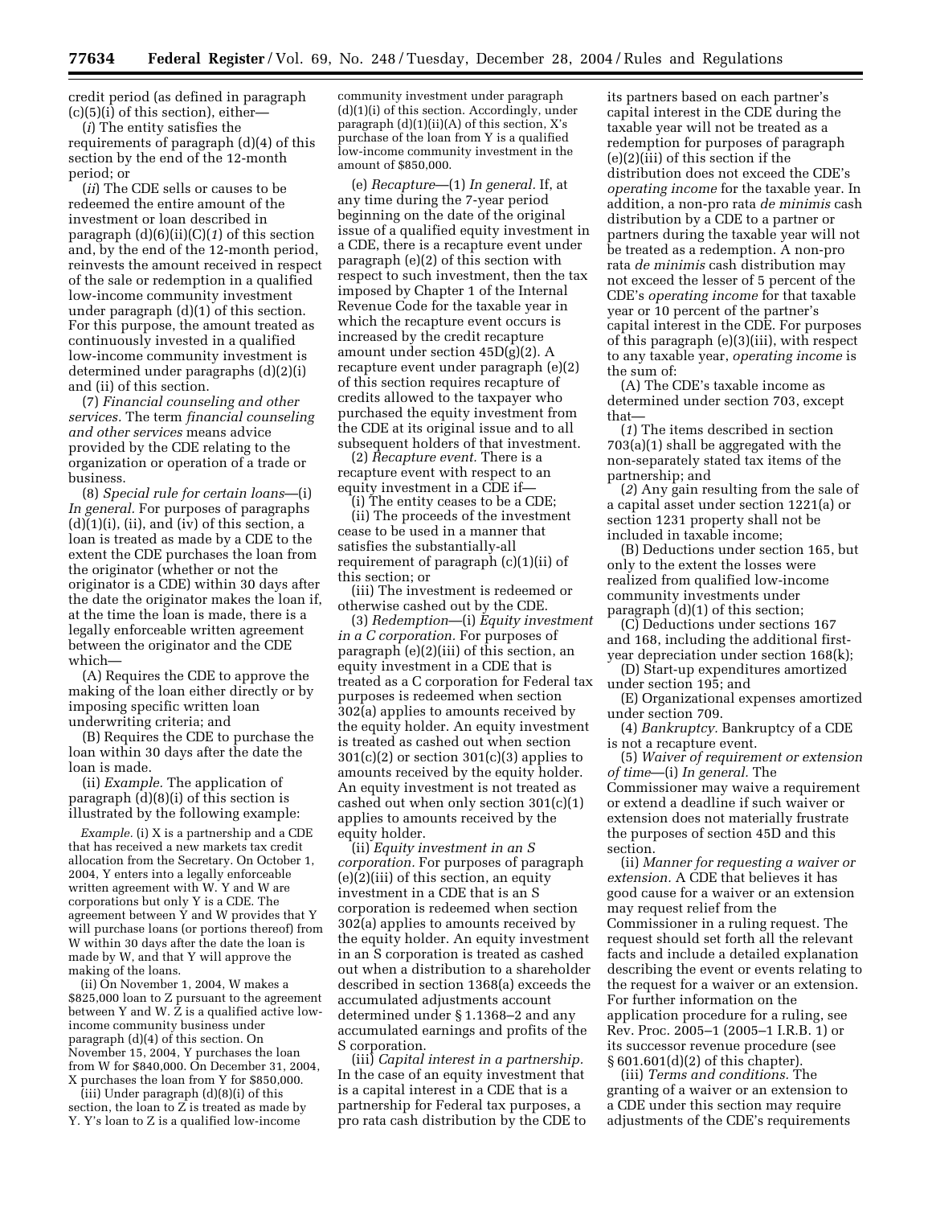credit period (as defined in paragraph (c)(5)(i) of this section), either—

(*i*) The entity satisfies the requirements of paragraph (d)(4) of this section by the end of the 12-month period; or

(*ii*) The CDE sells or causes to be redeemed the entire amount of the investment or loan described in paragraph (d)(6)(ii)(C)(*1*) of this section and, by the end of the 12-month period, reinvests the amount received in respect of the sale or redemption in a qualified low-income community investment under paragraph (d)(1) of this section. For this purpose, the amount treated as continuously invested in a qualified low-income community investment is determined under paragraphs (d)(2)(i) and (ii) of this section.

(7) *Financial counseling and other services.* The term *financial counseling and other services* means advice provided by the CDE relating to the organization or operation of a trade or business.

(8) *Special rule for certain loans*—(i) *In general.* For purposes of paragraphs (d)(1)(i), (ii), and (iv) of this section, a loan is treated as made by a CDE to the extent the CDE purchases the loan from the originator (whether or not the originator is a CDE) within 30 days after the date the originator makes the loan if, at the time the loan is made, there is a legally enforceable written agreement between the originator and the CDE which—

(A) Requires the CDE to approve the making of the loan either directly or by imposing specific written loan underwriting criteria; and

(B) Requires the CDE to purchase the loan within 30 days after the date the loan is made.

(ii) *Example.* The application of paragraph (d)(8)(i) of this section is illustrated by the following example:

*Example.* (i) X is a partnership and a CDE that has received a new markets tax credit allocation from the Secretary. On October 1, 2004, Y enters into a legally enforceable written agreement with W. Y and W are corporations but only Y is a CDE. The agreement between Y and W provides that Y will purchase loans (or portions thereof) from W within 30 days after the date the loan is made by W, and that Y will approve the making of the loans.

(ii) On November 1, 2004, W makes a $825,000 loan to Z pursuant to the agreement between Y and W. Z is a qualified active low-income community business under paragraph (d)(4) of this section. On November 15, 2004, Y purchases the loan from W for $840,000. On December 31, 2004, X purchases the loan from Y for $850,000.

(iii) Under paragraph (d)(8)(i) of this section, the loan to Z is treated as made by Y. Y's loan to Z is a qualified low-income community investment under paragraph (d)(1)(i) of this section. Accordingly, under paragraph (d)(1)(ii)(A) of this section, X's purchase of the loan from Y is a qualified low-income community investment in the amount of $850,000.

(e) *Recapture*—(1) *In general.* If, at any time during the 7-year period beginning on the date of the original issue of a qualified equity investment in a CDE, there is a recapture event under paragraph (e)(2) of this section with respect to such investment, then the tax imposed by Chapter 1 of the Internal Revenue Code for the taxable year in which the recapture event occurs is increased by the credit recapture amount under section 45D(g)(2). A recapture event under paragraph (e)(2) of this section requires recapture of credits allowed to the taxpayer who purchased the equity investment from the CDE at its original issue and to all subsequent holders of that investment.

(2) *Recapture event.* There is a recapture event with respect to an equity investment in a CDE if—

(i) The entity ceases to be a CDE;

(ii) The proceeds of the investment cease to be used in a manner that satisfies the substantially-all requirement of paragraph (c)(1)(ii) of this section; or

(iii) The investment is redeemed or otherwise cashed out by the CDE.

(3) *Redemption*—(i) *Equity investment in a C corporation.* For purposes of paragraph (e)(2)(iii) of this section, an equity investment in a CDE that is treated as a C corporation for Federal tax purposes is redeemed when section 302(a) applies to amounts received by the equity holder. An equity investment is treated as cashed out when section 301(c)(2) or section 301(c)(3) applies to amounts received by the equity holder. An equity investment is not treated as cashed out when only section 301(c)(1) applies to amounts received by the equity holder.

(ii) *Equity investment in an S corporation.* For purposes of paragraph (e)(2)(iii) of this section, an equity investment in a CDE that is an S corporation is redeemed when section 302(a) applies to amounts received by the equity holder. An equity investment in an S corporation is treated as cashed out when a distribution to a shareholder described in section 1368(a) exceeds the accumulated adjustments account determined under § 1.1368–2 and any accumulated earnings and profits of the S corporation.

(iii) *Capital interest in a partnership.* In the case of an equity investment that is a capital interest in a CDE that is a partnership for Federal tax purposes, a pro rata cash distribution by the CDE to its partners based on each partner's capital interest in the CDE during the taxable year will not be treated as a redemption for purposes of paragraph (e)(2)(iii) of this section if the distribution does not exceed the CDE's *operating income* for the taxable year. In addition, a non-pro rata *de minimis* cash distribution by a CDE to a partner or partners during the taxable year will not be treated as a redemption. A non-pro rata *de minimis* cash distribution may not exceed the lesser of 5 percent of the CDE's *operating income* for that taxable year or 10 percent of the partner's capital interest in the CDE. For purposes of this paragraph (e)(3)(iii), with respect to any taxable year, *operating income* is the sum of:

(A) The CDE's taxable income as determined under section 703, except that—

(*1*) The items described in section 703(a)(1) shall be aggregated with the non-separately stated tax items of the partnership; and

(*2*) Any gain resulting from the sale of a capital asset under section 1221(a) or section 1231 property shall not be included in taxable income;

(B) Deductions under section 165, but only to the extent the losses were realized from qualified low-income community investments under paragraph (d)(1) of this section;

(C) Deductions under sections 167 and 168, including the additional first-year depreciation under section 168(k);

(D) Start-up expenditures amortized under section 195; and

(E) Organizational expenses amortized under section 709.

(4) *Bankruptcy.* Bankruptcy of a CDE is not a recapture event.

(5) *Waiver of requirement or extension of time*—(i) *In general.* The Commissioner may waive a requirement or extend a deadline if such waiver or extension does not materially frustrate the purposes of section 45D and this section.

(ii) *Manner for requesting a waiver or extension.* A CDE that believes it has good cause for a waiver or an extension may request relief from the Commissioner in a ruling request. The request should set forth all the relevant facts and include a detailed explanation describing the event or events relating to the request for a waiver or an extension. For further information on the application procedure for a ruling, see Rev. Proc. 2005–1 (2005–1 I.R.B. 1) or its successor revenue procedure (see § 601.601(d)(2) of this chapter).

(iii) *Terms and conditions.* The granting of a waiver or an extension to a CDE under this section may require adjustments of the CDE's requirements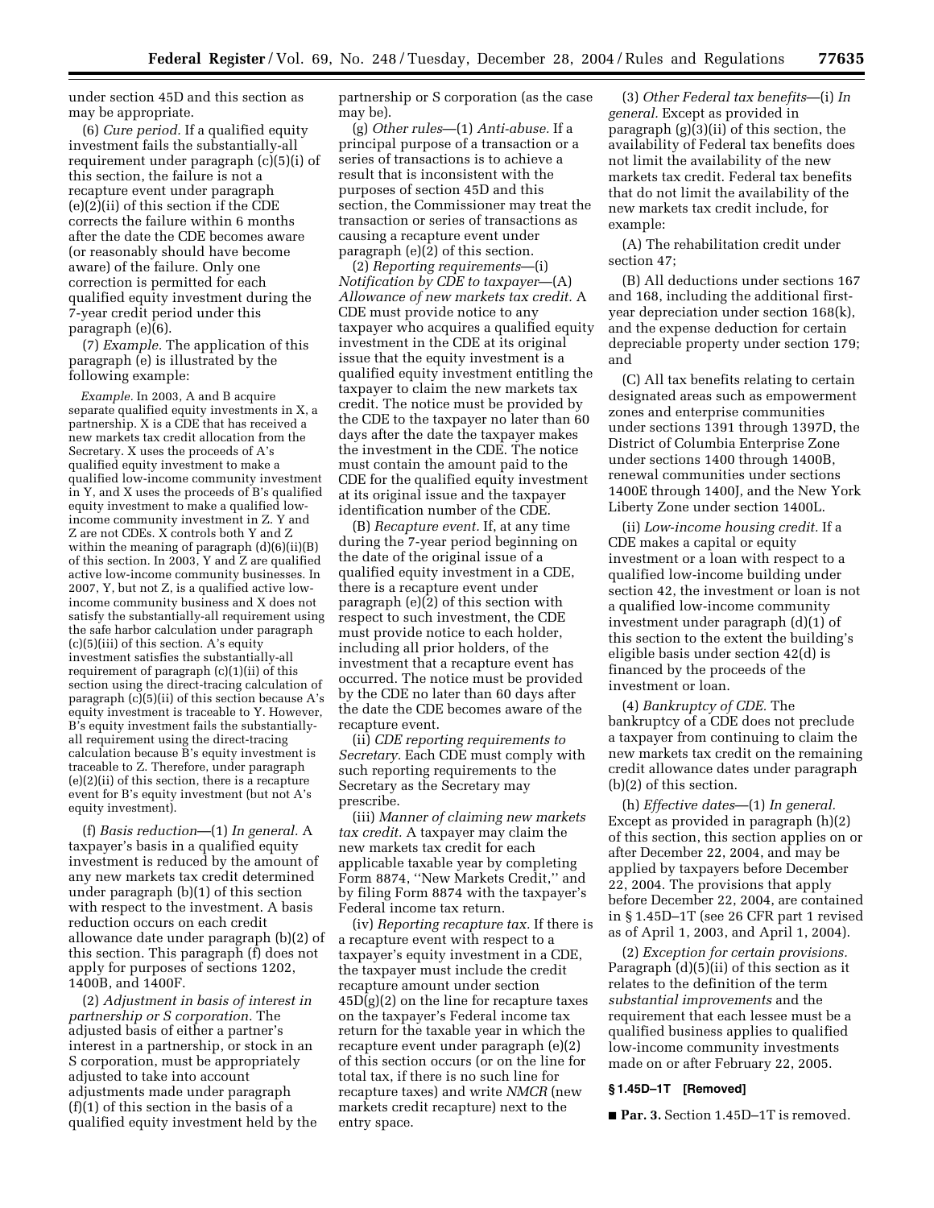under section 45D and this section as may be appropriate.

(6) *Cure period.* If a qualified equity investment fails the substantially-all requirement under paragraph (c)(5)(i) of this section, the failure is not a recapture event under paragraph (e)(2)(ii) of this section if the CDE corrects the failure within 6 months after the date the CDE becomes aware (or reasonably should have become aware) of the failure. Only one correction is permitted for each qualified equity investment during the 7-year credit period under this paragraph (e)(6).

(7) *Example.* The application of this paragraph (e) is illustrated by the following example:

*Example.* In 2003, A and B acquire separate qualified equity investments in X, a partnership. X is a CDE that has received a new markets tax credit allocation from the Secretary. X uses the proceeds of A's qualified equity investment to make a qualified low-income community investment in Y, and X uses the proceeds of B's qualified equity investment to make a qualified low-income community investment in Z. Y and Z are not CDEs. X controls both Y and Z within the meaning of paragraph (d)(6)(ii)(B) of this section. In 2003, Y and Z are qualified active low-income community businesses. In 2007, Y, but not Z, is a qualified active low-income community business and X does not satisfy the substantially-all requirement using the safe harbor calculation under paragraph (c)(5)(iii) of this section. A's equity investment satisfies the substantially-all requirement of paragraph (c)(1)(ii) of this section using the direct-tracing calculation of paragraph (c)(5)(ii) of this section because A's equity investment is traceable to Y. However, B's equity investment fails the substantially-all requirement using the direct-tracing calculation because B's equity investment is traceable to Z. Therefore, under paragraph (e)(2)(ii) of this section, there is a recapture event for B's equity investment (but not A's equity investment).

(f) *Basis reduction*—(1) *In general.* A taxpayer's basis in a qualified equity investment is reduced by the amount of any new markets tax credit determined under paragraph (b)(1) of this section with respect to the investment. A basis reduction occurs on each credit allowance date under paragraph (b)(2) of this section. This paragraph (f) does not apply for purposes of sections 1202, 1400B, and 1400F.

(2) *Adjustment in basis of interest in partnership or S corporation.* The adjusted basis of either a partner's interest in a partnership, or stock in an S corporation, must be appropriately adjusted to take into account adjustments made under paragraph (f)(1) of this section in the basis of a qualified equity investment held by the partnership or S corporation (as the case may be).

(g) *Other rules*—(1) *Anti-abuse.* If a principal purpose of a transaction or a series of transactions is to achieve a result that is inconsistent with the purposes of section 45D and this section, the Commissioner may treat the transaction or series of transactions as causing a recapture event under paragraph (e)(2) of this section.

(2) *Reporting requirements*—(i) *Notification by CDE to taxpayer*—(A) *Allowance of new markets tax credit.* A CDE must provide notice to any taxpayer who acquires a qualified equity investment in the CDE at its original issue that the equity investment is a qualified equity investment entitling the taxpayer to claim the new markets tax credit. The notice must be provided by the CDE to the taxpayer no later than 60 days after the date the taxpayer makes the investment in the CDE. The notice must contain the amount paid to the CDE for the qualified equity investment at its original issue and the taxpayer identification number of the CDE.

(B) *Recapture event.* If, at any time during the 7-year period beginning on the date of the original issue of a qualified equity investment in a CDE, there is a recapture event under paragraph (e)(2) of this section with respect to such investment, the CDE must provide notice to each holder, including all prior holders, of the investment that a recapture event has occurred. The notice must be provided by the CDE no later than 60 days after the date the CDE becomes aware of the recapture event.

(ii) *CDE reporting requirements to Secretary.* Each CDE must comply with such reporting requirements to the Secretary as the Secretary may prescribe.

(iii) *Manner of claiming new markets tax credit.* A taxpayer may claim the new markets tax credit for each applicable taxable year by completing Form 8874, ''New Markets Credit,'' and by filing Form 8874 with the taxpayer's Federal income tax return.

(iv) *Reporting recapture tax.* If there is a recapture event with respect to a taxpayer's equity investment in a CDE, the taxpayer must include the credit recapture amount under section 45D(g)(2) on the line for recapture taxes on the taxpayer's Federal income tax return for the taxable year in which the recapture event under paragraph (e)(2) of this section occurs (or on the line for total tax, if there is no such line for recapture taxes) and write *NMCR* (new markets credit recapture) next to the entry space.

(3) *Other Federal tax benefits*—(i) *In general.* Except as provided in paragraph (g)(3)(ii) of this section, the availability of Federal tax benefits does not limit the availability of the new markets tax credit. Federal tax benefits that do not limit the availability of the new markets tax credit include, for example:

(A) The rehabilitation credit under section 47;

(B) All deductions under sections 167 and 168, including the additional first-year depreciation under section 168(k), and the expense deduction for certain depreciable property under section 179; and

(C) All tax benefits relating to certain designated areas such as empowerment zones and enterprise communities under sections 1391 through 1397D, the District of Columbia Enterprise Zone under sections 1400 through 1400B, renewal communities under sections 1400E through 1400J, and the New York Liberty Zone under section 1400L.

(ii) *Low-income housing credit.* If a CDE makes a capital or equity investment or a loan with respect to a qualified low-income building under section 42, the investment or loan is not a qualified low-income community investment under paragraph (d)(1) of this section to the extent the building's eligible basis under section 42(d) is financed by the proceeds of the investment or loan.

(4) *Bankruptcy of CDE.* The bankruptcy of a CDE does not preclude a taxpayer from continuing to claim the new markets tax credit on the remaining credit allowance dates under paragraph (b)(2) of this section.

(h) *Effective dates*—(1) *In general.* Except as provided in paragraph (h)(2) of this section, this section applies on or after December 22, 2004, and may be applied by taxpayers before December 22, 2004. The provisions that apply before December 22, 2004, are contained in § 1.45D–1T (see 26 CFR part 1 revised as of April 1, 2003, and April 1, 2004).

(2) *Exception for certain provisions.* Paragraph (d)(5)(ii) of this section as it relates to the definition of the term *substantial improvements* and the requirement that each lessee must be a qualified business applies to qualified low-income community investments made on or after February 22, 2005.

### § 1.45D–1T [Removed]

■ **Par. 3.** Section 1.45D–1T is removed.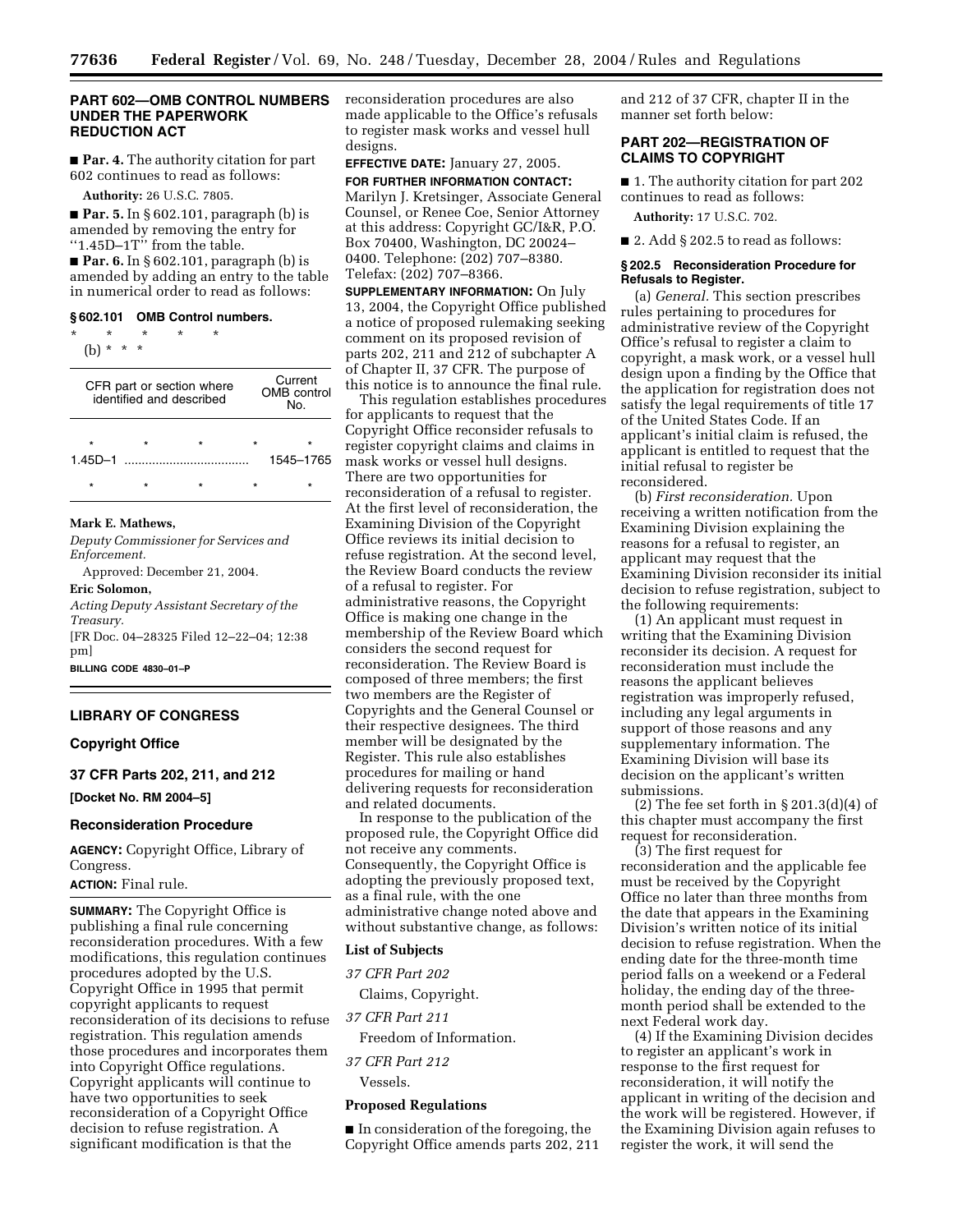## PART 602—OMB CONTROL NUMBERS UNDER THE PAPERWORK REDUCTION ACT

■ **Par. 4.** The authority citation for part 602 continues to read as follows:

**Authority:** 26 U.S.C. 7805.

■ **Par. 5.** In § 602.101, paragraph (b) is amended by removing the entry for ''1.45D–1T'' from the table.

■ **Par. 6.** In § 602.101, paragraph (b) is amended by adding an entry to the table in numerical order to read as follows:

### § 602.101 OMB Control numbers.

\* \* \* \* \*

(b) \* \* \*

| CFR part or section where identified and described | Current OMB control No. |
|---|---|
| \* \* \* \* | \* |
| 1.45D–1 | 1545–1765 |
| \* \* \* \* | \* |

**Mark E. Mathews,**

*Deputy Commissioner for Services and Enforcement.*

Approved: December 21, 2004.

**Eric Solomon,**

*Acting Deputy Assistant Secretary of the Treasury.*

[FR Doc. 04–28325 Filed 12–22–04; 12:38 pm]

**BILLING CODE 4830–01–P**

## LIBRARY OF CONGRESS

### Copyright Office

### 37 CFR Parts 202, 211, and 212

**[Docket No. RM 2004–5]**

### Reconsideration Procedure

**AGENCY:** Copyright Office, Library of Congress.

**ACTION:** Final rule.

**SUMMARY:** The Copyright Office is publishing a final rule concerning reconsideration procedures. With a few modifications, this regulation continues procedures adopted by the U.S. Copyright Office in 1995 that permit copyright applicants to request reconsideration of its decisions to refuse registration. This regulation amends those procedures and incorporates them into Copyright Office regulations. Copyright applicants will continue to have two opportunities to seek reconsideration of a Copyright Office decision to refuse registration. A significant modification is that the reconsideration procedures are also made applicable to the Office's refusals to register mask works and vessel hull designs.

**EFFECTIVE DATE:** January 27, 2005.

**FOR FURTHER INFORMATION CONTACT:** Marilyn J. Kretsinger, Associate General Counsel, or Renee Coe, Senior Attorney at this address: Copyright GC/I&R, P.O. Box 70400, Washington, DC 20024–0400. Telephone: (202) 707–8380. Telefax: (202) 707–8366.

**SUPPLEMENTARY INFORMATION:** On July 13, 2004, the Copyright Office published a notice of proposed rulemaking seeking comment on its proposed revision of parts 202, 211 and 212 of subchapter A of Chapter II, 37 CFR. The purpose of this notice is to announce the final rule.

This regulation establishes procedures for applicants to request that the Copyright Office reconsider refusals to register copyright claims and claims in mask works or vessel hull designs. There are two opportunities for reconsideration of a refusal to register. At the first level of reconsideration, the Examining Division of the Copyright Office reviews its initial decision to refuse registration. At the second level, the Review Board conducts the review of a refusal to register. For administrative reasons, the Copyright Office is making one change in the membership of the Review Board which considers the second request for reconsideration. The Review Board is composed of three members; the first two members are the Register of Copyrights and the General Counsel or their respective designees. The third member will be designated by the Register. This rule also establishes procedures for mailing or hand delivering requests for reconsideration and related documents.

In response to the publication of the proposed rule, the Copyright Office did not receive any comments. Consequently, the Copyright Office is adopting the previously proposed text, as a final rule, with the one administrative change noted above and without substantive change, as follows:

### List of Subjects

*37 CFR Part 202*

Claims, Copyright.

*37 CFR Part 211*

Freedom of Information.

*37 CFR Part 212*

Vessels.

### Proposed Regulations

■ In consideration of the foregoing, the Copyright Office amends parts 202, 211 and 212 of 37 CFR, chapter II in the manner set forth below:

## PART 202—REGISTRATION OF CLAIMS TO COPYRIGHT

■ 1. The authority citation for part 202 continues to read as follows:

**Authority:** 17 U.S.C. 702.

■ 2. Add § 202.5 to read as follows:

### § 202.5 Reconsideration Procedure for Refusals to Register.

(a) *General.* This section prescribes rules pertaining to procedures for administrative review of the Copyright Office's refusal to register a claim to copyright, a mask work, or a vessel hull design upon a finding by the Office that the application for registration does not satisfy the legal requirements of title 17 of the United States Code. If an applicant's initial claim is refused, the applicant is entitled to request that the initial refusal to register be reconsidered.

(b) *First reconsideration.* Upon receiving a written notification from the Examining Division explaining the reasons for a refusal to register, an applicant may request that the Examining Division reconsider its initial decision to refuse registration, subject to the following requirements:

(1) An applicant must request in writing that the Examining Division reconsider its decision. A request for reconsideration must include the reasons the applicant believes registration was improperly refused, including any legal arguments in support of those reasons and any supplementary information. The Examining Division will base its decision on the applicant's written submissions.

(2) The fee set forth in § 201.3(d)(4) of this chapter must accompany the first request for reconsideration.

(3) The first request for reconsideration and the applicable fee must be received by the Copyright Office no later than three months from the date that appears in the Examining Division's written notice of its initial decision to refuse registration. When the ending date for the three-month time period falls on a weekend or a Federal holiday, the ending day of the three-month period shall be extended to the next Federal work day.

(4) If the Examining Division decides to register an applicant's work in response to the first request for reconsideration, it will notify the applicant in writing of the decision and the work will be registered. However, if the Examining Division again refuses to register the work, it will send the